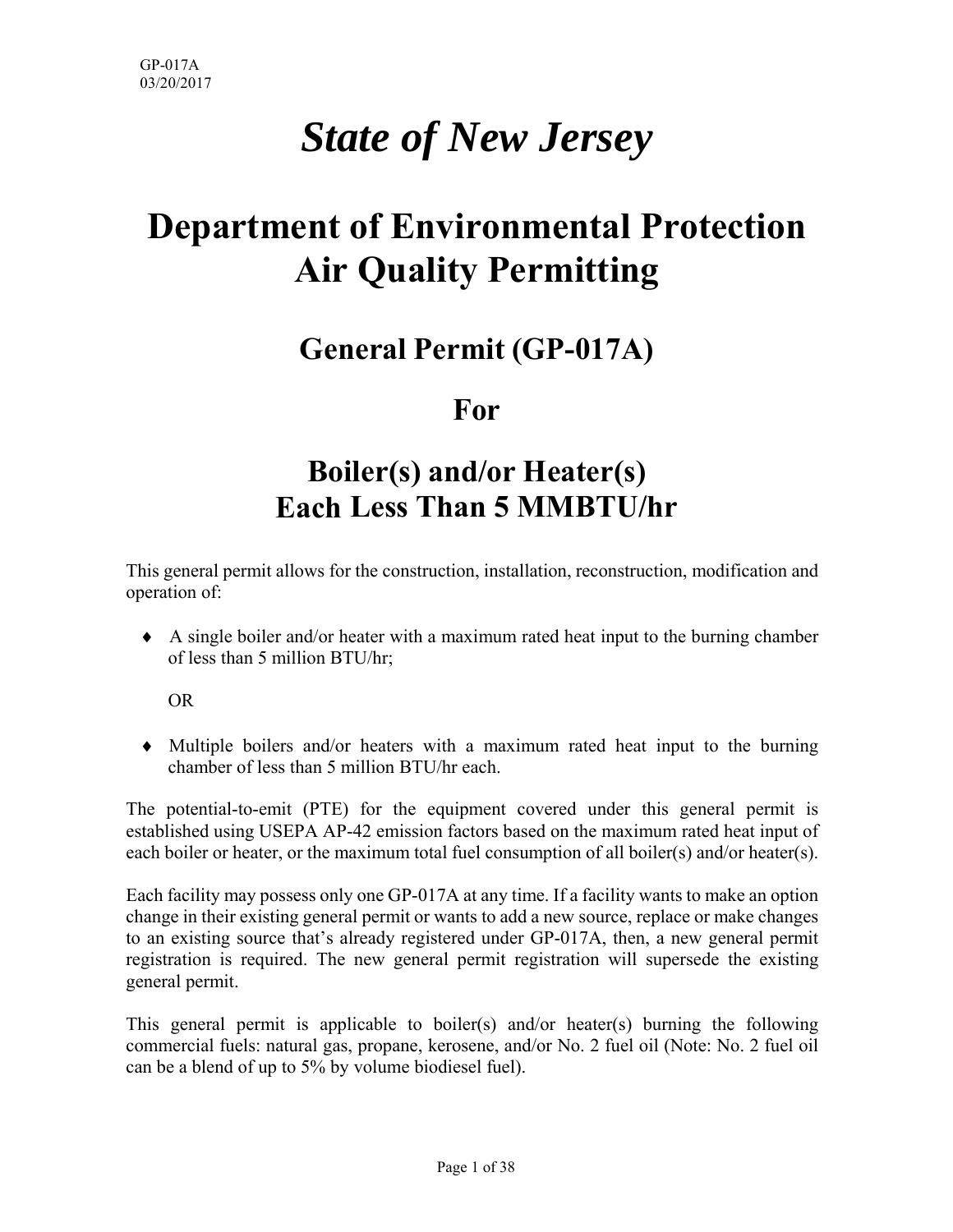# *State of New Jersey*

# Department of Environmental Protection Air Quality Permitting

## General Permit (GP-017A)

## For

## Boiler(s) and/or Heater(s) Each Less Than 5 MMBTU/hr

This general permit allows for the construction, installation, reconstruction, modification and operation of:

- A single boiler and/or heater with a maximum rated heat input to the burning chamber of less than 5 million BTU/hr;

  OR

- Multiple boilers and/or heaters with a maximum rated heat input to the burning chamber of less than 5 million BTU/hr each.

The potential-to-emit (PTE) for the equipment covered under this general permit is established using USEPA AP-42 emission factors based on the maximum rated heat input of each boiler or heater, or the maximum total fuel consumption of all boiler(s) and/or heater(s).

Each facility may possess only one GP-017A at any time. If a facility wants to make an option change in their existing general permit or wants to add a new source, replace or make changes to an existing source that's already registered under GP-017A, then, a new general permit registration is required. The new general permit registration will supersede the existing general permit.

This general permit is applicable to boiler(s) and/or heater(s) burning the following commercial fuels: natural gas, propane, kerosene, and/or No. 2 fuel oil (Note: No. 2 fuel oil can be a blend of up to 5% by volume biodiesel fuel).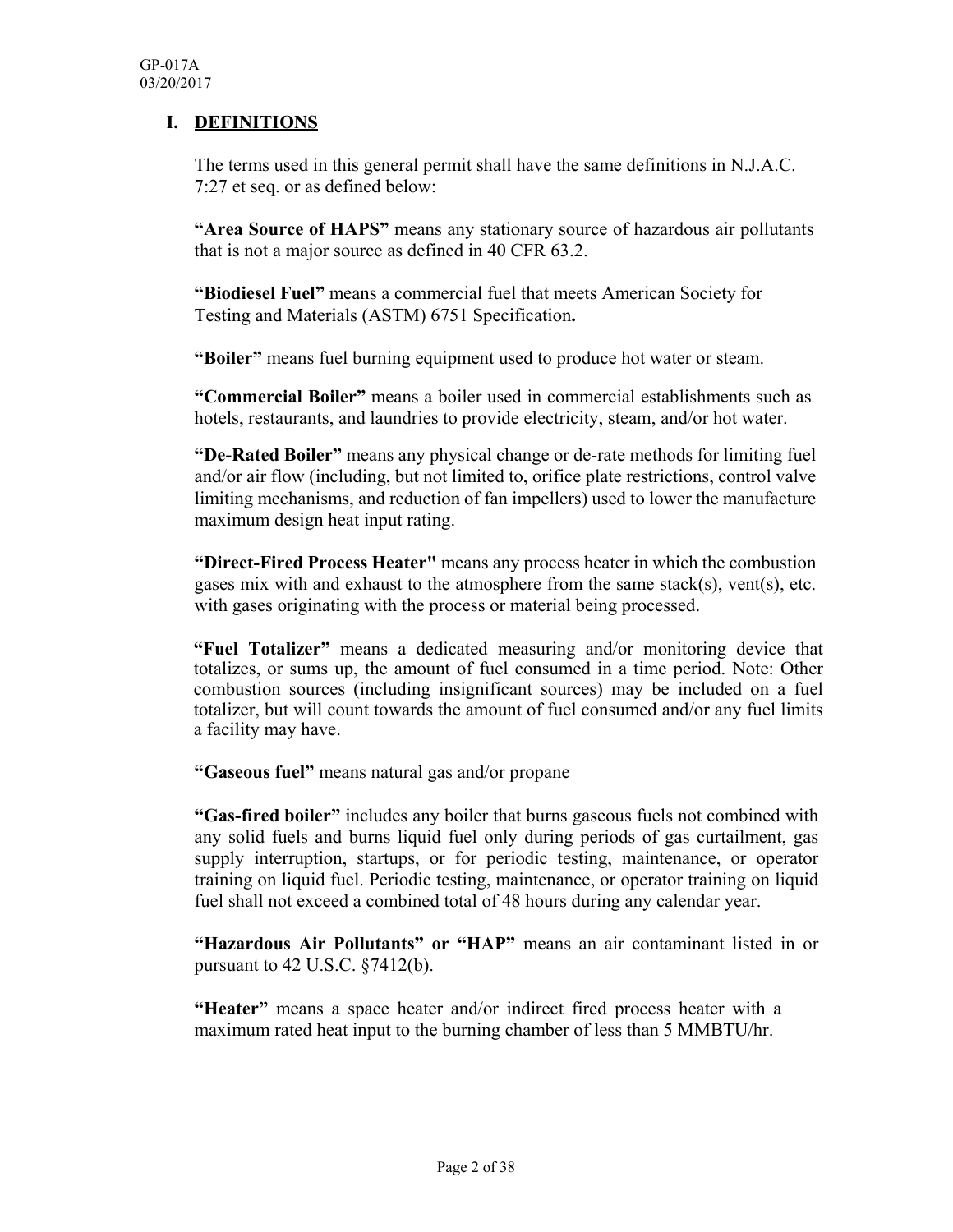## I. DEFINITIONS

The terms used in this general permit shall have the same definitions in N.J.A.C. 7:27 et seq. or as defined below:

**"Area Source of HAPS"** means any stationary source of hazardous air pollutants that is not a major source as defined in 40 CFR 63.2.

**"Biodiesel Fuel"** means a commercial fuel that meets American Society for Testing and Materials (ASTM) 6751 Specification**.**

**"Boiler"** means fuel burning equipment used to produce hot water or steam.

**"Commercial Boiler"** means a boiler used in commercial establishments such as hotels, restaurants, and laundries to provide electricity, steam, and/or hot water.

**"De-Rated Boiler"** means any physical change or de-rate methods for limiting fuel and/or air flow (including, but not limited to, orifice plate restrictions, control valve limiting mechanisms, and reduction of fan impellers) used to lower the manufacture maximum design heat input rating.

**"Direct-Fired Process Heater"** means any process heater in which the combustion gases mix with and exhaust to the atmosphere from the same stack(s), vent(s), etc. with gases originating with the process or material being processed.

**"Fuel Totalizer"** means a dedicated measuring and/or monitoring device that totalizes, or sums up, the amount of fuel consumed in a time period. Note: Other combustion sources (including insignificant sources) may be included on a fuel totalizer, but will count towards the amount of fuel consumed and/or any fuel limits a facility may have.

**"Gaseous fuel"** means natural gas and/or propane

**"Gas-fired boiler"** includes any boiler that burns gaseous fuels not combined with any solid fuels and burns liquid fuel only during periods of gas curtailment, gas supply interruption, startups, or for periodic testing, maintenance, or operator training on liquid fuel. Periodic testing, maintenance, or operator training on liquid fuel shall not exceed a combined total of 48 hours during any calendar year.

**"Hazardous Air Pollutants" or "HAP"** means an air contaminant listed in or pursuant to 42 U.S.C. §7412(b).

**"Heater"** means a space heater and/or indirect fired process heater with a maximum rated heat input to the burning chamber of less than 5 MMBTU/hr.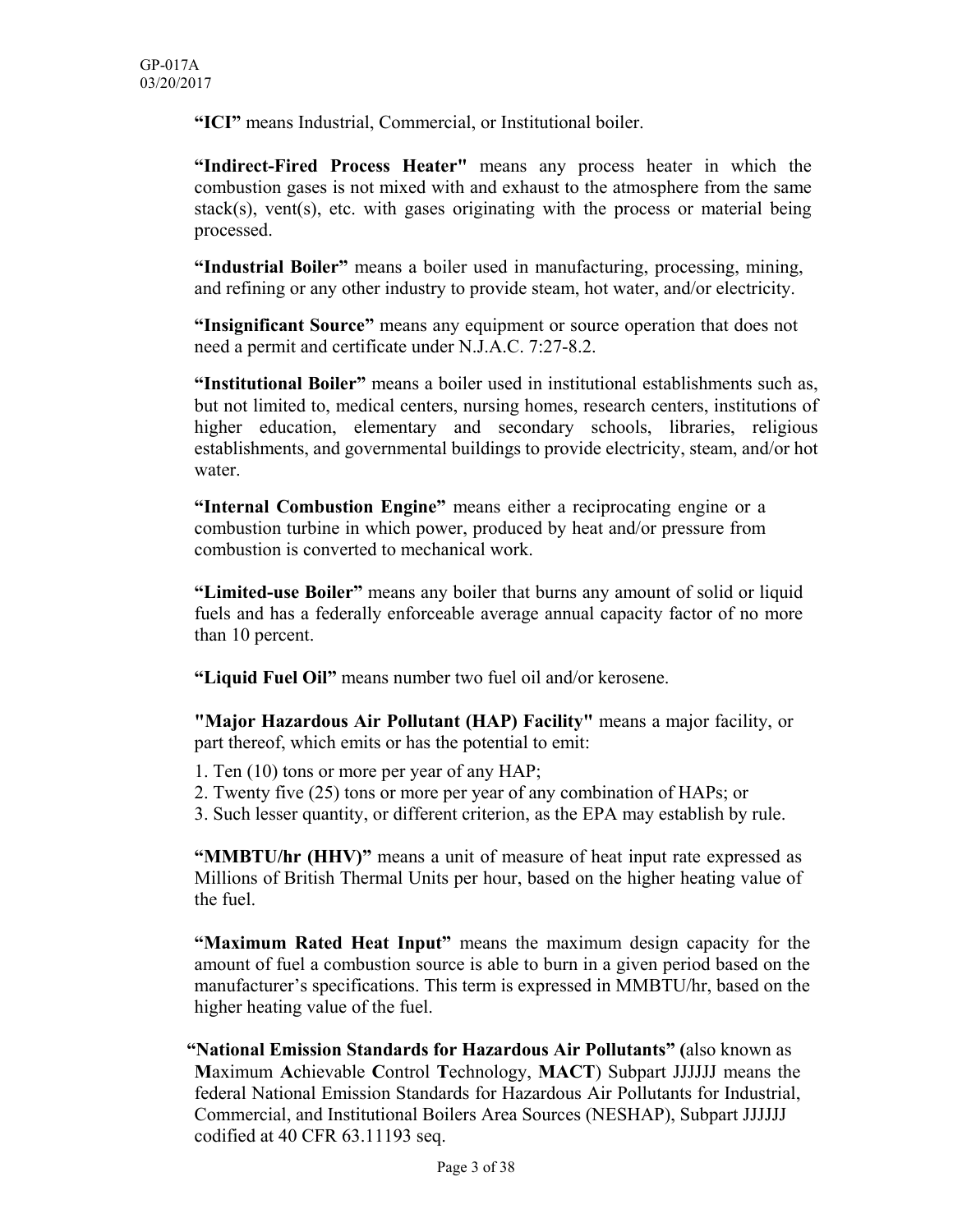**"ICI"** means Industrial, Commercial, or Institutional boiler.

**"Indirect-Fired Process Heater"** means any process heater in which the combustion gases is not mixed with and exhaust to the atmosphere from the same stack(s), vent(s), etc. with gases originating with the process or material being processed.

**"Industrial Boiler"** means a boiler used in manufacturing, processing, mining, and refining or any other industry to provide steam, hot water, and/or electricity.

**"Insignificant Source"** means any equipment or source operation that does not need a permit and certificate under N.J.A.C. 7:27-8.2.

**"Institutional Boiler"** means a boiler used in institutional establishments such as, but not limited to, medical centers, nursing homes, research centers, institutions of higher education, elementary and secondary schools, libraries, religious establishments, and governmental buildings to provide electricity, steam, and/or hot water.

**"Internal Combustion Engine"** means either a reciprocating engine or a combustion turbine in which power, produced by heat and/or pressure from combustion is converted to mechanical work.

**"Limited-use Boiler"** means any boiler that burns any amount of solid or liquid fuels and has a federally enforceable average annual capacity factor of no more than 10 percent.

**"Liquid Fuel Oil"** means number two fuel oil and/or kerosene.

**"Major Hazardous Air Pollutant (HAP) Facility"** means a major facility, or part thereof, which emits or has the potential to emit:

1. Ten (10) tons or more per year of any HAP;
2. Twenty five (25) tons or more per year of any combination of HAPs; or
3. Such lesser quantity, or different criterion, as the EPA may establish by rule.

**"MMBTU/hr (HHV)"** means a unit of measure of heat input rate expressed as Millions of British Thermal Units per hour, based on the higher heating value of the fuel.

**"Maximum Rated Heat Input"** means the maximum design capacity for the amount of fuel a combustion source is able to burn in a given period based on the manufacturer's specifications. This term is expressed in MMBTU/hr, based on the higher heating value of the fuel.

**"National Emission Standards for Hazardous Air Pollutants" (**also known as **M**aximum **A**chievable **C**ontrol **T**echnology, **MACT**) Subpart JJJJJJ means the federal National Emission Standards for Hazardous Air Pollutants for Industrial, Commercial, and Institutional Boilers Areas Sources (NESHAP), Subpart JJJJJJ codified at 40 CFR 63.11193 seq.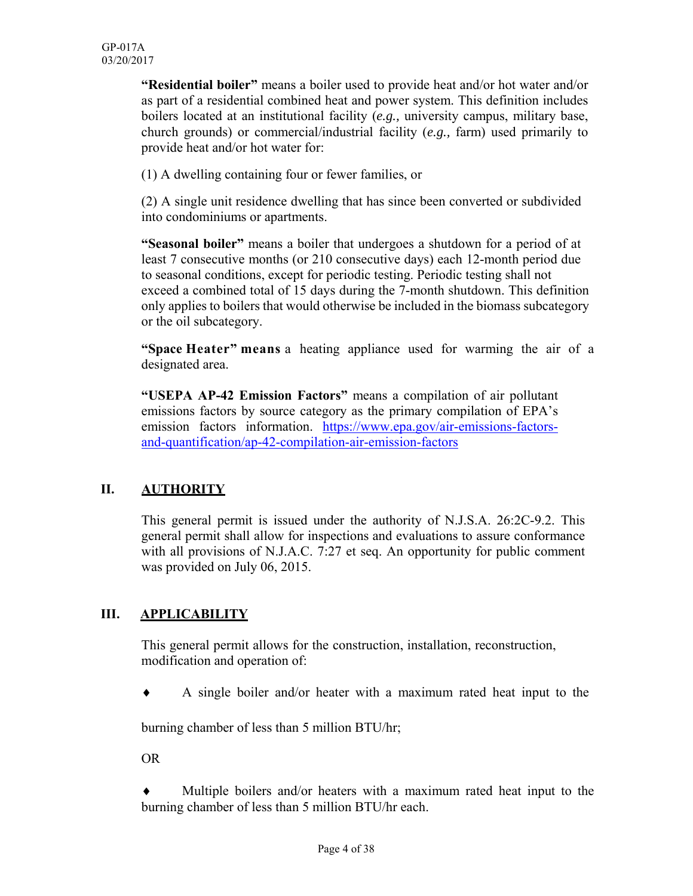**"Residential boiler"** means a boiler used to provide heat and/or hot water and/or as part of a residential combined heat and power system. This definition includes boilers located at an institutional facility (*e.g.,* university campus, military base, church grounds) or commercial/industrial facility (*e.g.,* farm) used primarily to provide heat and/or hot water for:

(1) A dwelling containing four or fewer families, or

(2) A single unit residence dwelling that has since been converted or subdivided into condominiums or apartments.

**"Seasonal boiler"** means a boiler that undergoes a shutdown for a period of at least 7 consecutive months (or 210 consecutive days) each 12-month period due to seasonal conditions, except for periodic testing. Periodic testing shall not exceed a combined total of 15 days during the 7-month shutdown. This definition only applies to boilers that would otherwise be included in the biomass subcategory or the oil subcategory.

**"Space Heater" means** a heating appliance used for warming the air of a designated area.

**"USEPA AP-42 Emission Factors"** means a compilation of air pollutant emissions factors by source category as the primary compilation of EPA's emission factors information. https://www.epa.gov/air-emissions-factors-and-quantification/ap-42-compilation-air-emission-factors

## II. AUTHORITY

This general permit is issued under the authority of N.J.S.A. 26:2C-9.2. This general permit shall allow for inspections and evaluations to assure conformance with all provisions of N.J.A.C. 7:27 et seq. An opportunity for public comment was provided on July 06, 2015.

## III. APPLICABILITY

This general permit allows for the construction, installation, reconstruction, modification and operation of:

- A single boiler and/or heater with a maximum rated heat input to the burning chamber of less than 5 million BTU/hr;

OR

- Multiple boilers and/or heaters with a maximum rated heat input to the burning chamber of less than 5 million BTU/hr each.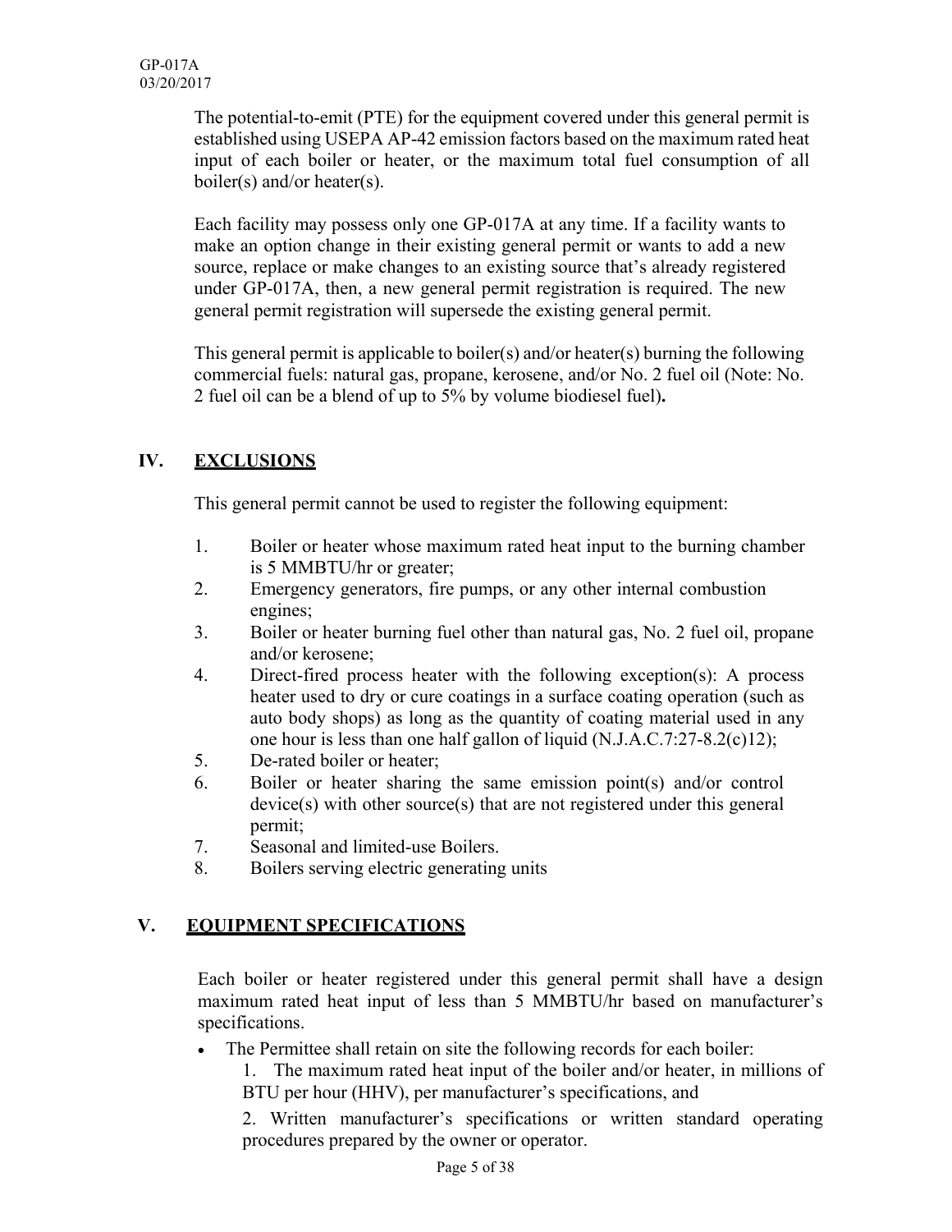The potential-to-emit (PTE) for the equipment covered under this general permit is established using USEPA AP-42 emission factors based on the maximum rated heat input of each boiler or heater, or the maximum total fuel consumption of all boiler(s) and/or heater(s).

Each facility may possess only one GP-017A at any time. If a facility wants to make an option change in their existing general permit or wants to add a new source, replace or make changes to an existing source that's already registered under GP-017A, then, a new general permit registration is required. The new general permit registration will supersede the existing general permit.

This general permit is applicable to boiler(s) and/or heater(s) burning the following commercial fuels: natural gas, propane, kerosene, and/or No. 2 fuel oil (Note: No. 2 fuel oil can be a blend of up to 5% by volume biodiesel fuel)**.**

## IV. EXCLUSIONS

This general permit cannot be used to register the following equipment:

1. Boiler or heater whose maximum rated heat input to the burning chamber is 5 MMBTU/hr or greater;
2. Emergency generators, fire pumps, or any other internal combustion engines;
3. Boiler or heater burning fuel other than natural gas, No. 2 fuel oil, propane and/or kerosene;
4. Direct-fired process heater with the following exception(s): A process heater used to dry or cure coatings in a surface coating operation (such as auto body shops) as long as the quantity of coating material used in any one hour is less than one half gallon of liquid (N.J.A.C.7:27-8.2(c)12);
5. De-rated boiler or heater;
6. Boiler or heater sharing the same emission point(s) and/or control device(s) with other source(s) that are not registered under this general permit;
7. Seasonal and limited-use Boilers.
8. Boilers serving electric generating units

## V. EQUIPMENT SPECIFICATIONS

Each boiler or heater registered under this general permit shall have a design maximum rated heat input of less than 5 MMBTU/hr based on manufacturer's specifications.

- The Permittee shall retain on site the following records for each boiler:

  1. The maximum rated heat input of the boiler and/or heater, in millions of BTU per hour (HHV), per manufacturer's specifications, and

  2. Written manufacturer's specifications or written standard operating procedures prepared by the owner or operator.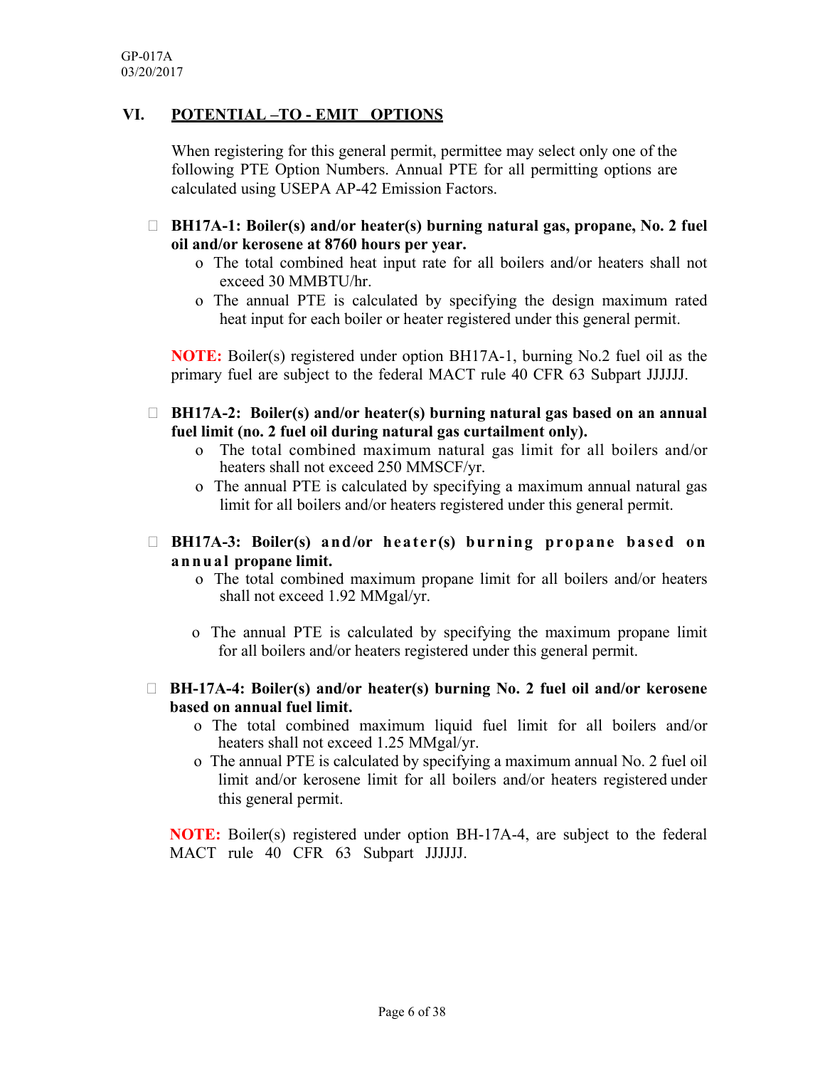## VI. POTENTIAL –TO - EMIT OPTIONS

When registering for this general permit, permittee may select only one of the following PTE Option Numbers. Annual PTE for all permitting options are calculated using USEPA AP-42 Emission Factors.

- ☐ **BH17A-1: Boiler(s) and/or heater(s) burning natural gas, propane, No. 2 fuel oil and/or kerosene at 8760 hours per year.**
  - The total combined heat input rate for all boilers and/or heaters shall not exceed 30 MMBTU/hr.
  - The annual PTE is calculated by specifying the design maximum rated heat input for each boiler or heater registered under this general permit.

**NOTE:** Boiler(s) registered under option BH17A-1, burning No.2 fuel oil as the primary fuel are subject to the federal MACT rule 40 CFR 63 Subpart JJJJJJ.

- ☐ **BH17A-2: Boiler(s) and/or heater(s) burning natural gas based on an annual fuel limit (no. 2 fuel oil during natural gas curtailment only).**
  - The total combined maximum natural gas limit for all boilers and/or heaters shall not exceed 250 MMSCF/yr.
  - The annual PTE is calculated by specifying a maximum annual natural gas limit for all boilers and/or heaters registered under this general permit.

- ☐ **BH17A-3: Boiler(s) and/or heater(s) burning propane based on annual propane limit.**
  - The total combined maximum propane limit for all boilers and/or heaters shall not exceed 1.92 MMgal/yr.
  - The annual PTE is calculated by specifying the maximum propane limit for all boilers and/or heaters registered under this general permit.

- ☐ **BH-17A-4: Boiler(s) and/or heater(s) burning No. 2 fuel oil and/or kerosene based on annual fuel limit.**
  - The total combined maximum liquid fuel limit for all boilers and/or heaters shall not exceed 1.25 MMgal/yr.
  - The annual PTE is calculated by specifying a maximum annual No. 2 fuel oil limit and/or kerosene limit for all boilers and/or heaters registered under this general permit.

**NOTE:** Boiler(s) registered under option BH-17A-4, are subject to the federal MACT rule 40 CFR 63 Subpart JJJJJJ.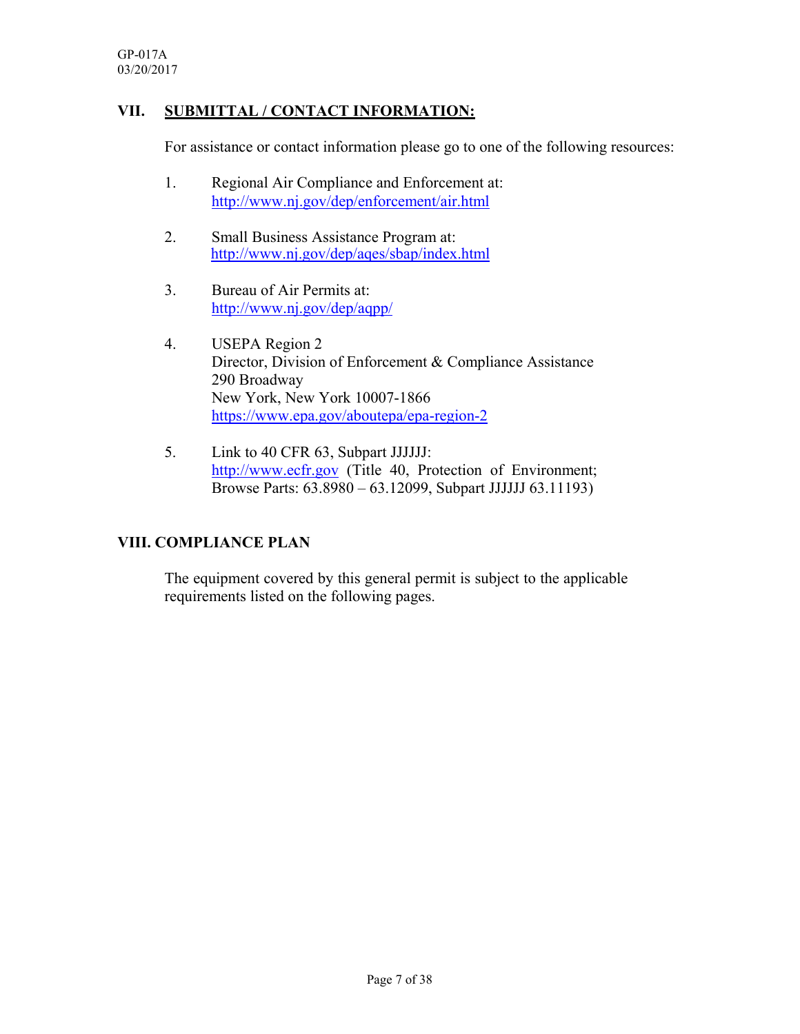## VII. SUBMITTAL / CONTACT INFORMATION:

For assistance or contact information please go to one of the following resources:

1. Regional Air Compliance and Enforcement at:
   http://www.nj.gov/dep/enforcement/air.html

2. Small Business Assistance Program at:
   http://www.nj.gov/dep/aqes/sbap/index.html

3. Bureau of Air Permits at:
   http://www.nj.gov/dep/aqpp/

4. USEPA Region 2
   Director, Division of Enforcement & Compliance Assistance
   290 Broadway
   New York, New York 10007-1866
   https://www.epa.gov/aboutepa/epa-region-2

5. Link to 40 CFR 63, Subpart JJJJJJ:
   http://www.ecfr.gov (Title 40, Protection of Environment; Browse Parts: 63.8980 – 63.12099, Subpart JJJJJJ 63.11193)

## VIII. COMPLIANCE PLAN

The equipment covered by this general permit is subject to the applicable requirements listed on the following pages.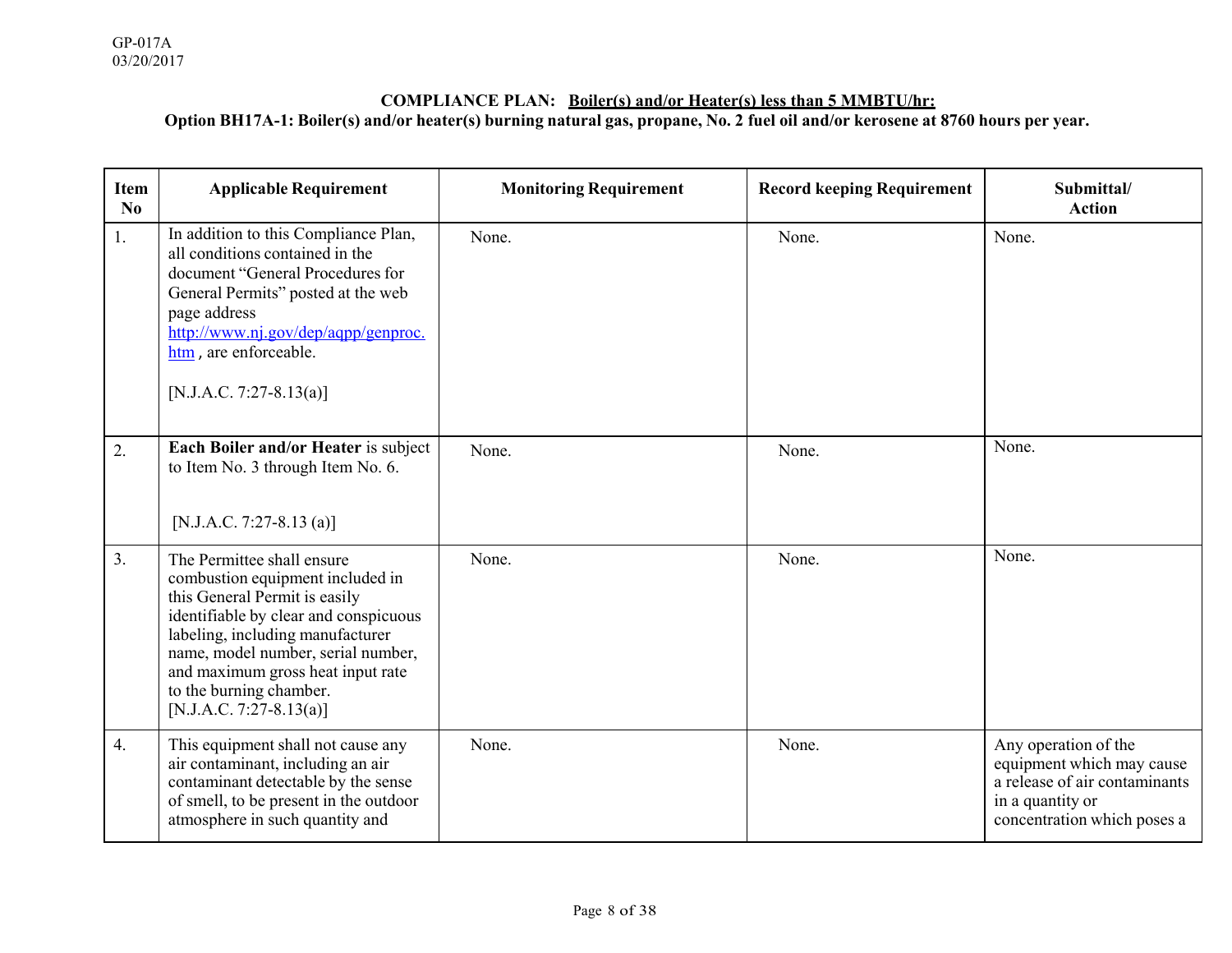GP-017A
03/20/2017

**COMPLIANCE PLAN: Boiler(s) and/or Heater(s) less than 5 MMBTU/hr:**

**Option BH17A-1: Boiler(s) and/or heater(s) burning natural gas, propane, No. 2 fuel oil and/or kerosene at 8760 hours per year.**

| Item No | Applicable Requirement | Monitoring Requirement | Record keeping Requirement | Submittal/ Action |
|---|---|---|---|---|
| 1. | In addition to this Compliance Plan, all conditions contained in the document "General Procedures for General Permits" posted at the web page address http://www.nj.gov/dep/aqpp/genproc.htm , are enforceable.<br><br>[N.J.A.C. 7:27-8.13(a)] | None. | None. | None. |
| 2. | **Each Boiler and/or Heater** is subject to Item No. 3 through Item No. 6.<br><br>[N.J.A.C. 7:27-8.13 (a)] | None. | None. | None. |
| 3. | The Permittee shall ensure combustion equipment included in this General Permit is easily identifiable by clear and conspicuous labeling, including manufacturer name, model number, serial number, and maximum gross heat input rate to the burning chamber.<br>[N.J.A.C. 7:27-8.13(a)] | None. | None. | None. |
| 4. | This equipment shall not cause any air contaminant, including an air contaminant detectable by the sense of smell, to be present in the outdoor atmosphere in such quantity and | None. | None. | Any operation of the equipment which may cause a release of air contaminants in a quantity or concentration which poses a |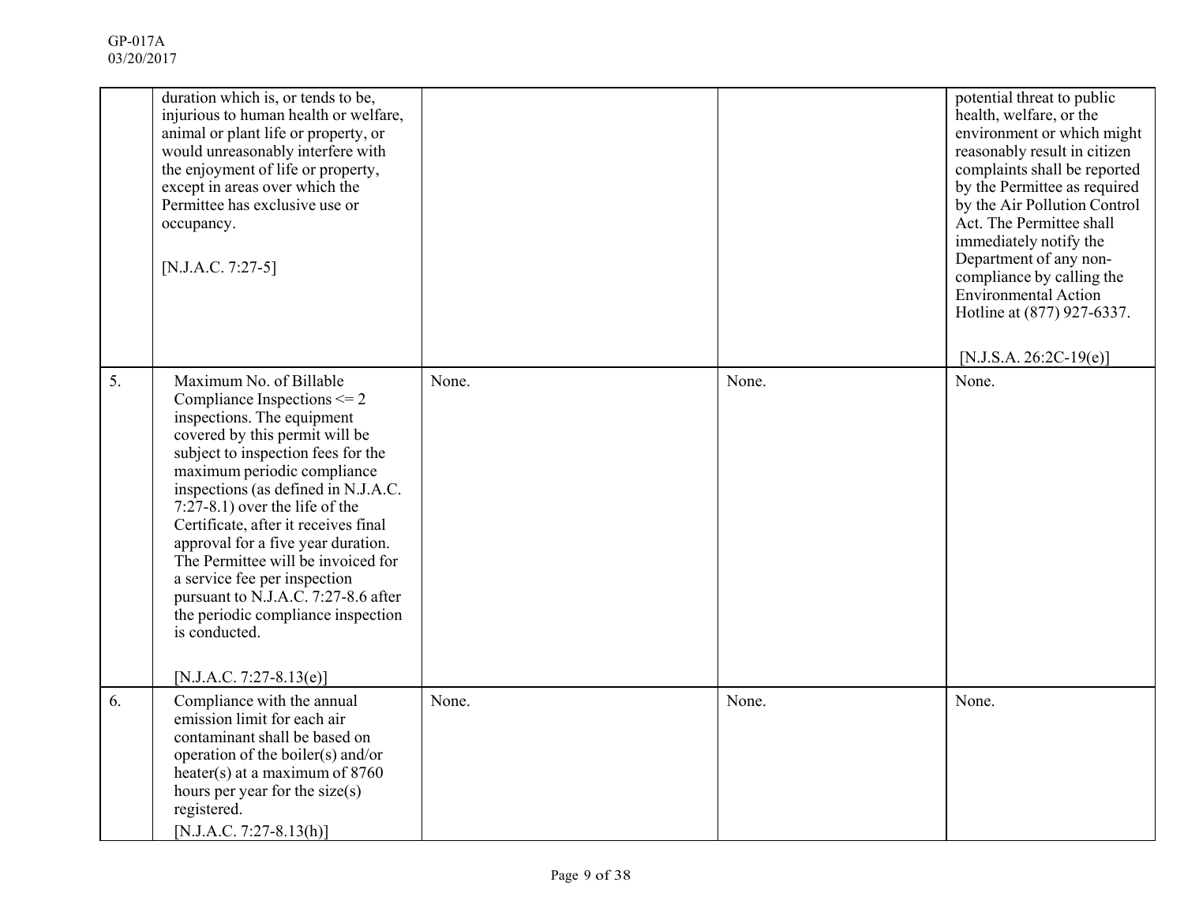| | | | | |
|---|---|---|---|---|
| | duration which is, or tends to be, injurious to human health or welfare, animal or plant life or property, or would unreasonably interfere with the enjoyment of life or property, except in areas over which the Permittee has exclusive use or occupancy.<br><br>[N.J.A.C. 7:27-5] | | | potential threat to public health, welfare, or the environment or which might reasonably result in citizen complaints shall be reported by the Permittee as required by the Air Pollution Control Act. The Permittee shall immediately notify the Department of any non-compliance by calling the Environmental Action Hotline at (877) 927-6337.<br><br>[N.J.S.A. 26:2C-19(e)] |
| 5. | Maximum No. of Billable Compliance Inspections <= 2 inspections. The equipment covered by this permit will be subject to inspection fees for the maximum periodic compliance inspections (as defined in N.J.A.C. 7:27-8.1) over the life of the Certificate, after it receives final approval for a five year duration. The Permittee will be invoiced for a service fee per inspection pursuant to N.J.A.C. 7:27-8.6 after the periodic compliance inspection is conducted.<br><br>[N.J.A.C. 7:27-8.13(e)] | None. | None. | None. |
| 6. | Compliance with the annual emission limit for each air contaminant shall be based on operation of the boiler(s) and/or heater(s) at a maximum of 8760 hours per year for the size(s) registered.<br>[N.J.A.C. 7:27-8.13(h)] | None. | None. | None. |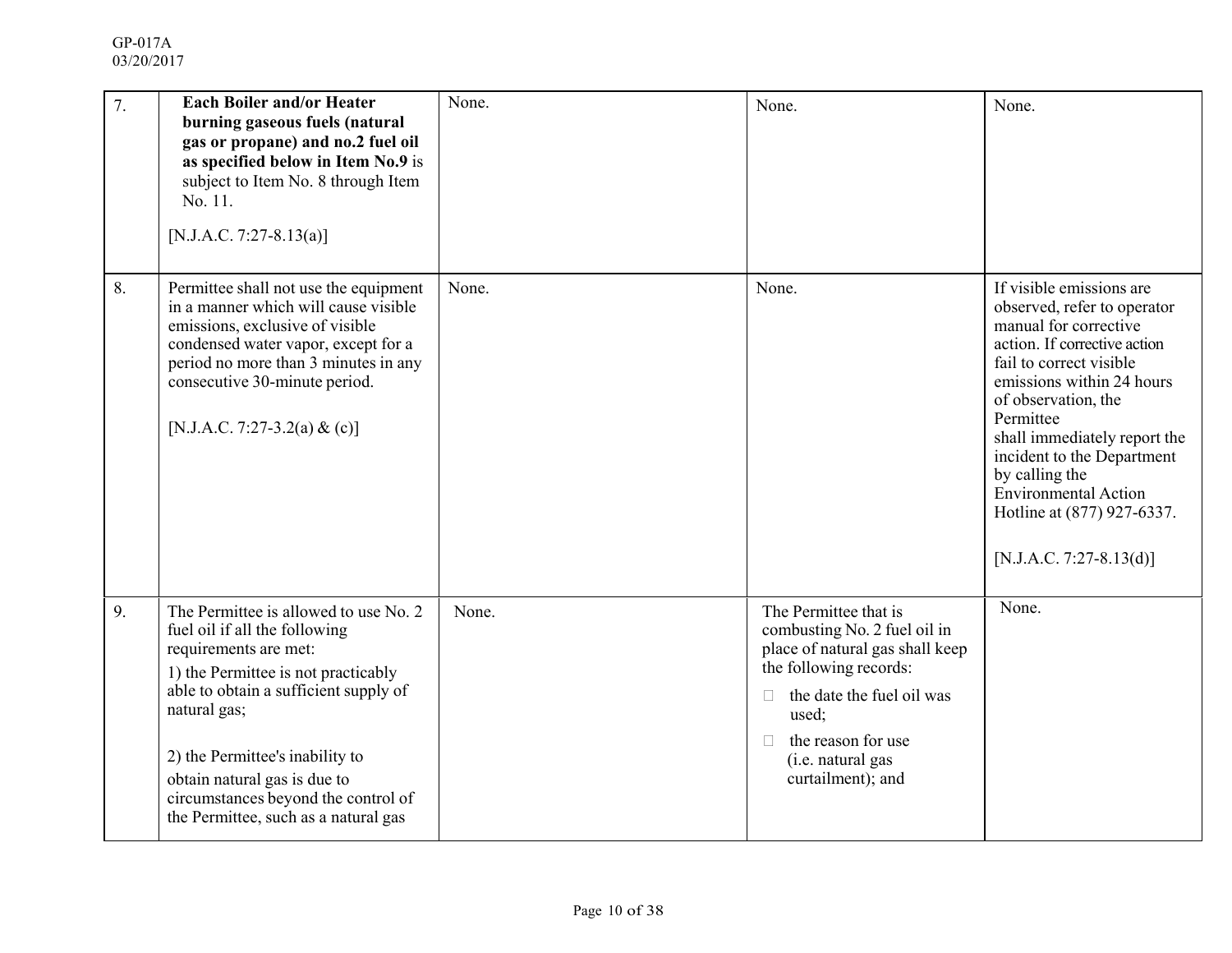| 7. | **Each Boiler and/or Heater burning gaseous fuels (natural gas or propane) and no.2 fuel oil as specified below in Item No.9** is subject to Item No. 8 through Item No. 11.<br><br>[N.J.A.C. 7:27-8.13(a)] | None. | None. | None. |
|---|---|---|---|---|
| 8. | Permittee shall not use the equipment in a manner which will cause visible emissions, exclusive of visible condensed water vapor, except for a period no more than 3 minutes in any consecutive 30-minute period.<br><br>[N.J.A.C. 7:27-3.2(a) & (c)] | None. | None. | If visible emissions are observed, refer to operator manual for corrective action. If corrective action fail to correct visible emissions within 24 hours of observation, the Permittee shall immediately report the incident to the Department by calling the Environmental Action Hotline at (877) 927-6337.<br><br>[N.J.A.C. 7:27-8.13(d)] |
| 9. | The Permittee is allowed to use No. 2 fuel oil if all the following requirements are met:<br>1) the Permittee is not practicably able to obtain a sufficient supply of natural gas;<br><br>2) the Permittee's inability to obtain natural gas is due to circumstances beyond the control of the Permittee, such as a natural gas | None. | The Permittee that is combusting No. 2 fuel oil in place of natural gas shall keep the following records:<br>- the date the fuel oil was used;<br>- the reason for use (i.e. natural gas curtailment); and | None. |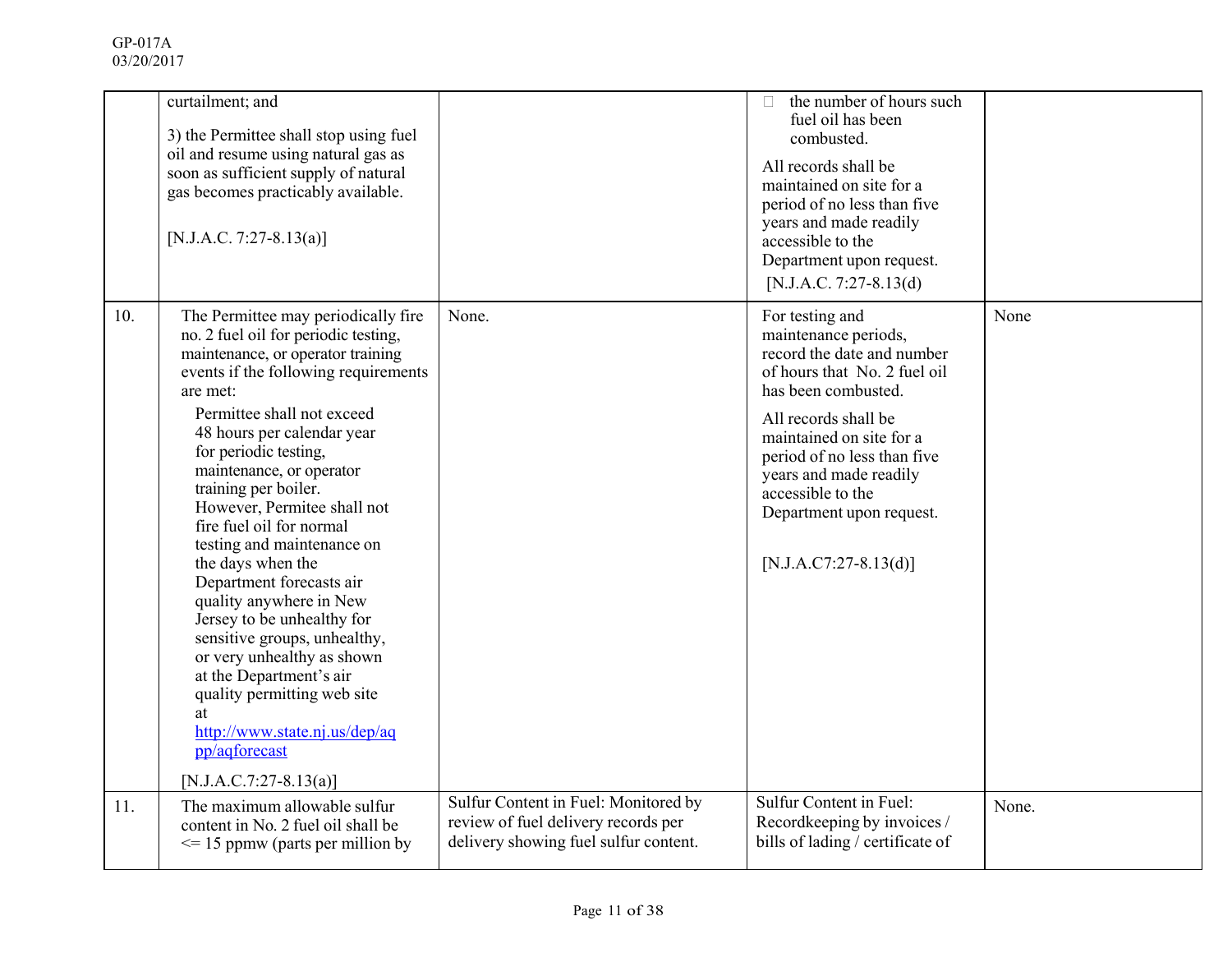| | | | | |
|---|---|---|---|---|
| | curtailment; and<br><br>3) the Permittee shall stop using fuel oil and resume using natural gas as soon as sufficient supply of natural gas becomes practicably available.<br><br>[N.J.A.C. 7:27-8.13(a)] | | - the number of hours such fuel oil has been combusted.<br><br>All records shall be maintained on site for a period of no less than five years and made readily accessible to the Department upon request.<br>[N.J.A.C. 7:27-8.13(d) | |
| 10. | The Permittee may periodically fire no. 2 fuel oil for periodic testing, maintenance, or operator training events if the following requirements are met:<br><br>Permittee shall not exceed 48 hours per calendar year for periodic testing, maintenance, or operator training per boiler. However, Permitee shall not fire fuel oil for normal testing and maintenance on the days when the Department forecasts air quality anywhere in New Jersey to be unhealthy for sensitive groups, unhealthy, or very unhealthy as shown at the Department's air quality permitting web site at [http://www.state.nj.us/dep/aqpp/aqforecast](http://www.state.nj.us/dep/aqpp/aqforecast)<br><br>[N.J.A.C.7:27-8.13(a)] | None. | For testing and maintenance periods, record the date and number of hours that No. 2 fuel oil has been combusted.<br><br>All records shall be maintained on site for a period of no less than five years and made readily accessible to the Department upon request.<br><br>[N.J.A.C7:27-8.13(d)] | None |
| 11. | The maximum allowable sulfur content in No. 2 fuel oil shall be <= 15 ppmw (parts per million by | Sulfur Content in Fuel: Monitored by review of fuel delivery records per delivery showing fuel sulfur content. | Sulfur Content in Fuel: Recordkeeping by invoices / bills of lading / certificate of | None. |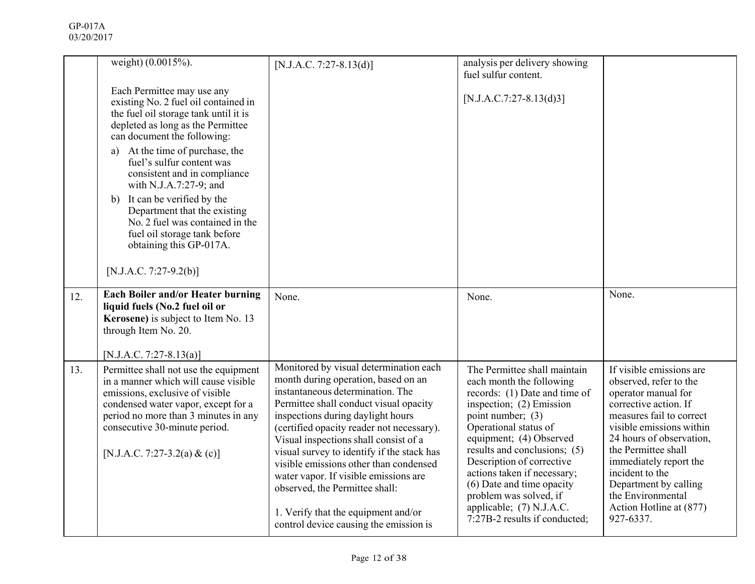| | | | | |
|---|---|---|---|---|
| | weight) (0.0015%).<br><br>Each Permittee may use any existing No. 2 fuel oil contained in the fuel oil storage tank until it is depleted as long as the Permittee can document the following:<br>a) At the time of purchase, the fuel's sulfur content was consistent and in compliance with N.J.A.7:27-9; and<br>b) It can be verified by the Department that the existing No. 2 fuel was contained in the fuel oil storage tank before obtaining this GP-017A.<br><br>[N.J.A.C. 7:27-9.2(b)] | [N.J.A.C. 7:27-8.13(d)] | analysis per delivery showing fuel sulfur content.<br><br>[N.J.A.C.7:27-8.13(d)3] | |
| 12. | **Each Boiler and/or Heater burning liquid fuels (No.2 fuel oil or Kerosene)** is subject to Item No. 13 through Item No. 20.<br><br>[N.J.A.C. 7:27-8.13(a)] | None. | None. | None. |
| 13. | Permittee shall not use the equipment in a manner which will cause visible emissions, exclusive of visible condensed water vapor, except for a period no more than 3 minutes in any consecutive 30-minute period.<br><br>[N.J.A.C. 7:27-3.2(a) & (c)] | Monitored by visual determination each month during operation, based on an instantaneous determination. The Permittee shall conduct visual opacity inspections during daylight hours (certified opacity reader not necessary). Visual inspections shall consist of a visual survey to identify if the stack has visible emissions other than condensed water vapor. If visible emissions are observed, the Permittee shall:<br><br>1. Verify that the equipment and/or control device causing the emission is | The Permittee shall maintain each month the following records: (1) Date and time of inspection; (2) Emission point number; (3) Operational status of equipment; (4) Observed results and conclusions; (5) Description of corrective actions taken if necessary; (6) Date and time opacity problem was solved, if applicable; (7) N.J.A.C. 7:27B-2 results if conducted; | If visible emissions are observed, refer to the operator manual for corrective action. If measures fail to correct visible emissions within 24 hours of observation, the Permittee shall immediately report the incident to the Department by calling the Environmental Action Hotline at (877) 927-6337. |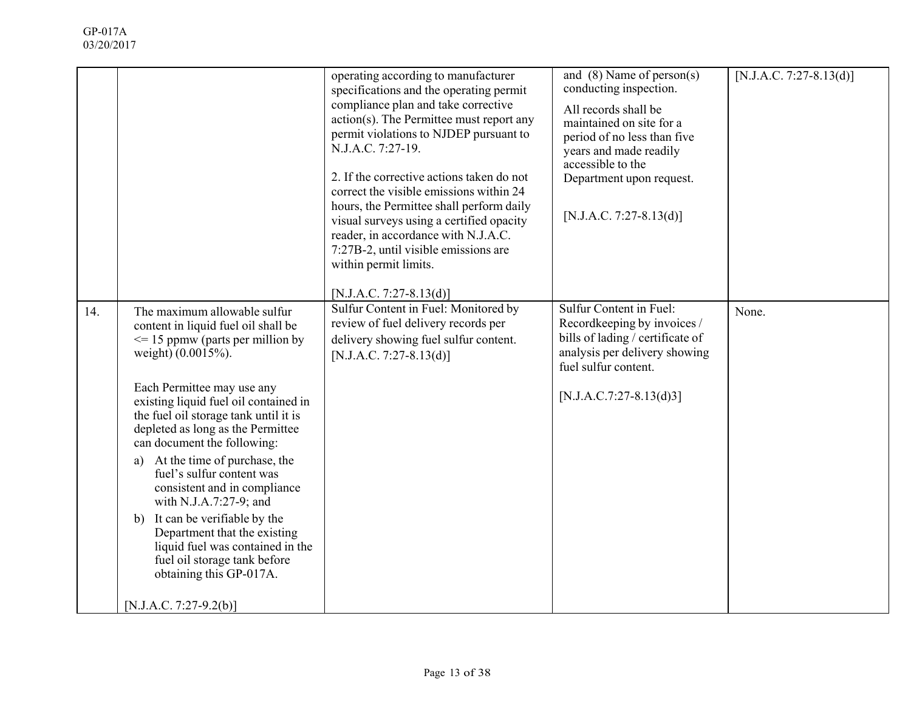| | | | | |
|---|---|---|---|---|
| | | operating according to manufacturer specifications and the operating permit compliance plan and take corrective action(s). The Permittee must report any permit violations to NJDEP pursuant to N.J.A.C. 7:27-19.<br><br>2. If the corrective actions taken do not correct the visible emissions within 24 hours, the Permittee shall perform daily visual surveys using a certified opacity reader, in accordance with N.J.A.C. 7:27B-2, until visible emissions are within permit limits.<br><br>[N.J.A.C. 7:27-8.13(d)] | and (8) Name of person(s) conducting inspection.<br><br>All records shall be maintained on site for a period of no less than five years and made readily accessible to the Department upon request.<br><br>[N.J.A.C. 7:27-8.13(d)] | [N.J.A.C. 7:27-8.13(d)] |
| 14. | The maximum allowable sulfur content in liquid fuel oil shall be <= 15 ppmw (parts per million by weight) (0.0015%).<br><br>Each Permittee may use any existing liquid fuel oil contained in the fuel oil storage tank until it is depleted as long as the Permittee can document the following:<br>a) At the time of purchase, the fuel's sulfur content was consistent and in compliance with N.J.A.7:27-9; and<br>b) It can be verifiable by the Department that the existing liquid fuel was contained in the fuel oil storage tank before obtaining this GP-017A.<br><br>[N.J.A.C. 7:27-9.2(b)] | Sulfur Content in Fuel: Monitored by review of fuel delivery records per delivery showing fuel sulfur content. [N.J.A.C. 7:27-8.13(d)] | Sulfur Content in Fuel: Recordkeeping by invoices / bills of lading / certificate of analysis per delivery showing fuel sulfur content.<br><br>[N.J.A.C.7:27-8.13(d)3] | None. |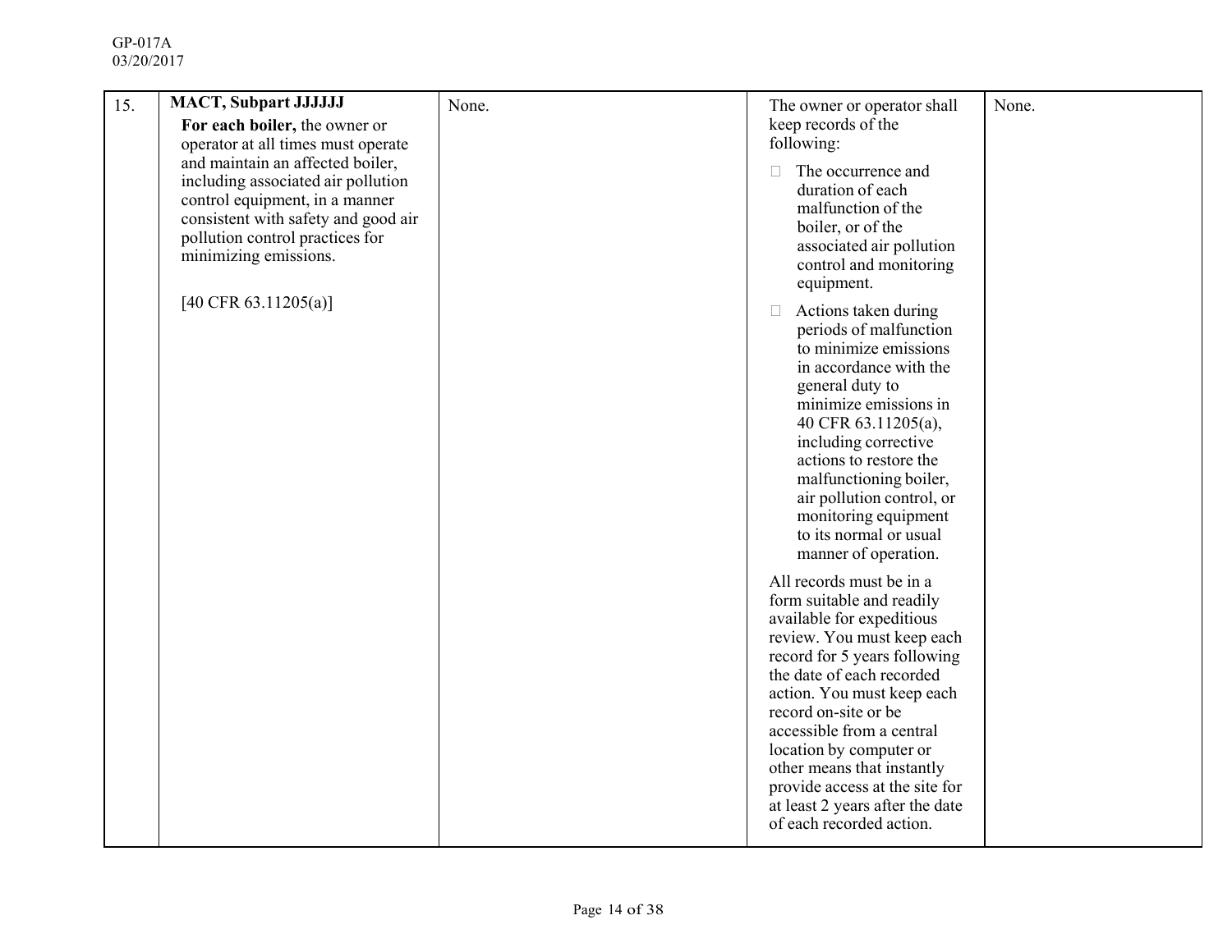| 15. | **MACT, Subpart JJJJJJ**<br>**For each boiler,** the owner or operator at all times must operate and maintain an affected boiler, including associated air pollution control equipment, in a manner consistent with safety and good air pollution control practices for minimizing emissions.<br><br>[40 CFR 63.11205(a)] | None. | The owner or operator shall keep records of the following:<br>- The occurrence and duration of each malfunction of the boiler, or of the associated air pollution control and monitoring equipment.<br>- Actions taken during periods of malfunction to minimize emissions in accordance with the general duty to minimize emissions in 40 CFR 63.11205(a), including corrective actions to restore the malfunctioning boiler, air pollution control, or monitoring equipment to its normal or usual manner of operation.<br><br>All records must be in a form suitable and readily available for expeditious review. You must keep each record for 5 years following the date of each recorded action. You must keep each record on-site or be accessible from a central location by computer or other means that instantly provide access at the site for at least 2 years after the date of each recorded action. | None. |
|---|---|---|---|---|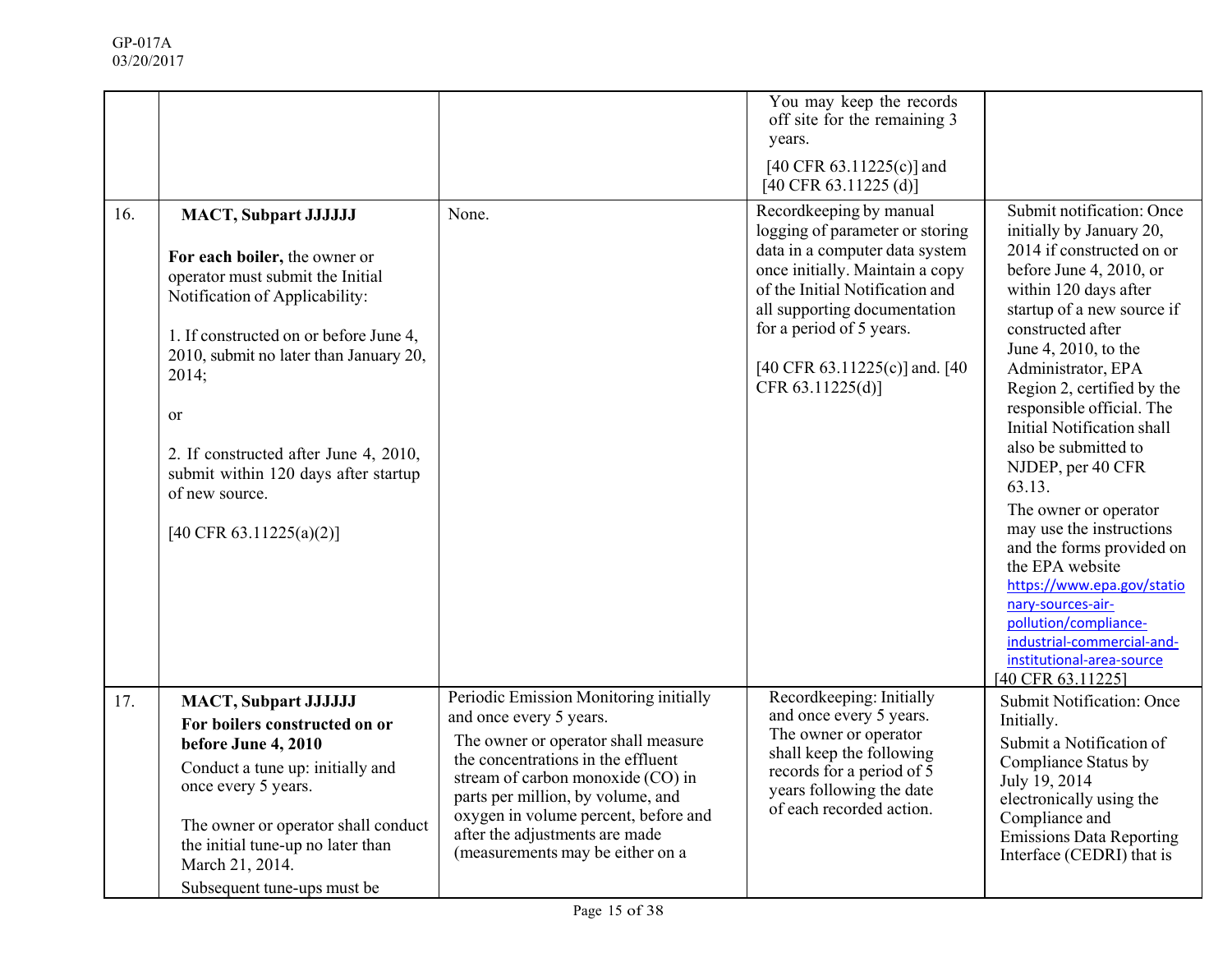| | | | | |
|---|---|---|---|---|
| | | | You may keep the records off site for the remaining 3 years.<br><br>[40 CFR 63.11225(c)] and [40 CFR 63.11225 (d)] | |
| 16. | **MACT, Subpart JJJJJJ**<br><br>**For each boiler,** the owner or operator must submit the Initial Notification of Applicability:<br><br>1. If constructed on or before June 4, 2010, submit no later than January 20, 2014;<br><br>or<br><br>2. If constructed after June 4, 2010, submit within 120 days after startup of new source.<br><br>[40 CFR 63.11225(a)(2)] | None. | Recordkeeping by manual logging of parameter or storing data in a computer data system once initially. Maintain a copy of the Initial Notification and all supporting documentation for a period of 5 years.<br><br>[40 CFR 63.11225(c)] and. [40 CFR 63.11225(d)] | Submit notification: Once initially by January 20, 2014 if constructed on or before June 4, 2010, or within 120 days after startup of a new source if constructed after June 4, 2010, to the Administrator, EPA Region 2, certified by the responsible official. The Initial Notification shall also be submitted to NJDEP, per 40 CFR 63.13.<br><br>The owner or operator may use the instructions and the forms provided on the EPA website https://www.epa.gov/stationary-sources-air-pollution/compliance-industrial-commercial-and-institutional-area-source [40 CFR 63.11225] |
| 17. | **MACT, Subpart JJJJJJ**<br>**For boilers constructed on or before June 4, 2010**<br>Conduct a tune up: initially and once every 5 years.<br><br>The owner or operator shall conduct the initial tune-up no later than March 21, 2014.<br>Subsequent tune-ups must be | Periodic Emission Monitoring initially and once every 5 years.<br>The owner or operator shall measure the concentrations in the effluent stream of carbon monoxide (CO) in parts per million, by volume, and oxygen in volume percent, before and after the adjustments are made (measurements may be either on a | Recordkeeping: Initially and once every 5 years.<br>The owner or operator shall keep the following records for a period of 5 years following the date of each recorded action. | Submit Notification: Once Initially.<br>Submit a Notification of Compliance Status by July 19, 2014 electronically using the Compliance and Emissions Data Reporting Interface (CEDRI) that is |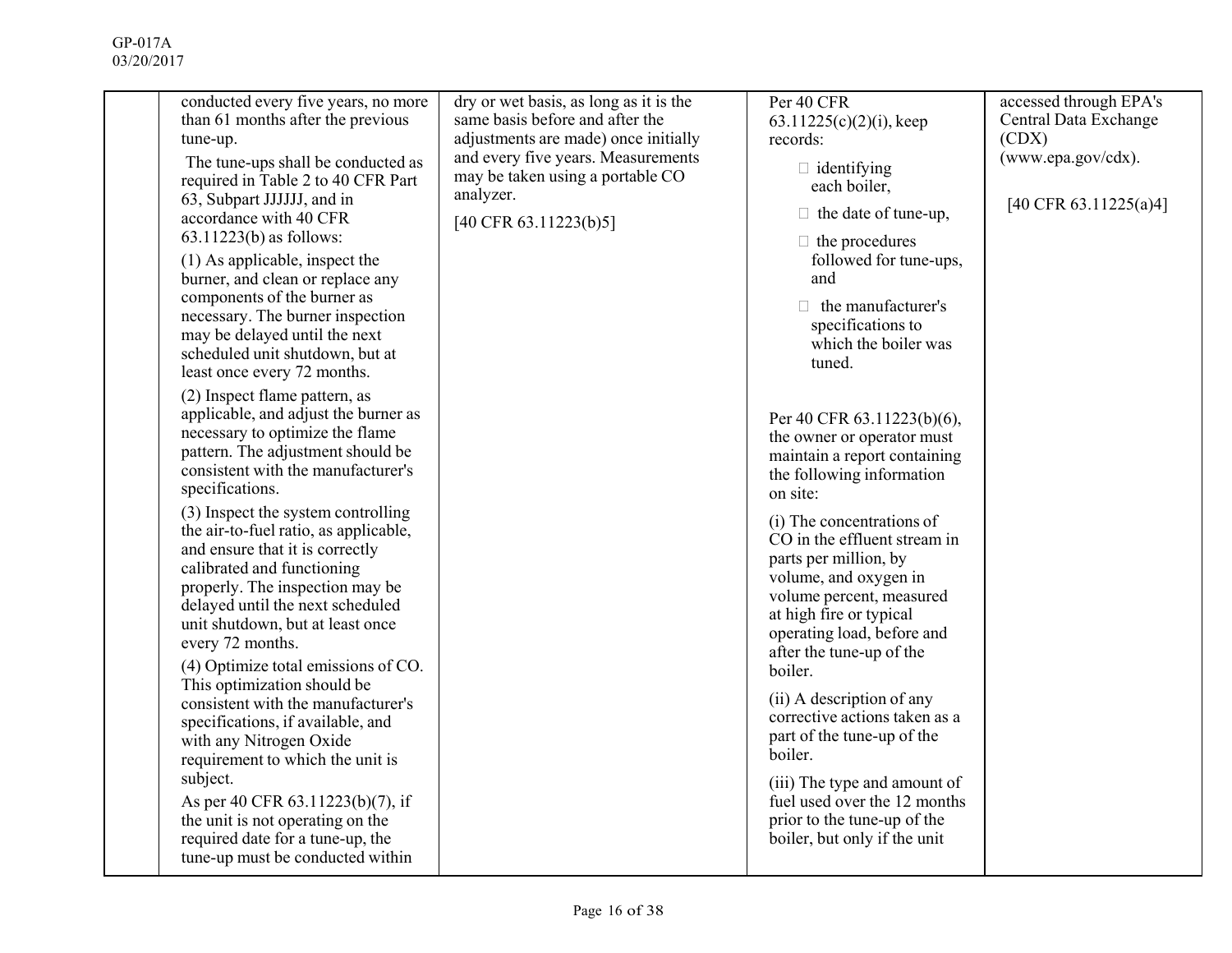| | | | | |
|---|---|---|---|---|
| | conducted every five years, no more than 61 months after the previous tune-up.<br><br>The tune-ups shall be conducted as required in Table 2 to 40 CFR Part 63, Subpart JJJJJJ, and in accordance with 40 CFR 63.11223(b) as follows:<br><br>(1) As applicable, inspect the burner, and clean or replace any components of the burner as necessary. The burner inspection may be delayed until the next scheduled unit shutdown, but at least once every 72 months.<br><br>(2) Inspect flame pattern, as applicable, and adjust the burner as necessary to optimize the flame pattern. The adjustment should be consistent with the manufacturer's specifications.<br><br>(3) Inspect the system controlling the air-to-fuel ratio, as applicable, and ensure that it is correctly calibrated and functioning properly. The inspection may be delayed until the next scheduled unit shutdown, but at least once every 72 months.<br><br>(4) Optimize total emissions of CO. This optimization should be consistent with the manufacturer's specifications, if available, and with any Nitrogen Oxide requirement to which the unit is subject.<br><br>As per 40 CFR 63.11223(b)(7), if the unit is not operating on the required date for a tune-up, the tune-up must be conducted within | dry or wet basis, as long as it is the same basis before and after the adjustments are made) once initially and every five years. Measurements may be taken using a portable CO analyzer.<br><br>[40 CFR 63.11223(b)5] | Per 40 CFR 63.11225(c)(2)(i), keep records:<br><br>• identifying each boiler,<br><br>• the date of tune-up,<br><br>• the procedures followed for tune-ups, and<br><br>• the manufacturer's specifications to which the boiler was tuned.<br><br>Per 40 CFR 63.11223(b)(6), the owner or operator must maintain a report containing the following information on site:<br><br>(i) The concentrations of CO in the effluent stream in parts per million, by volume, and oxygen in volume percent, measured at high fire or typical operating load, before and after the tune-up of the boiler.<br><br>(ii) A description of any corrective actions taken as a part of the tune-up of the boiler.<br><br>(iii) The type and amount of fuel used over the 12 months prior to the tune-up of the boiler, but only if the unit | accessed through EPA's Central Data Exchange (CDX) (www.epa.gov/cdx).<br><br>[40 CFR 63.11225(a)4] |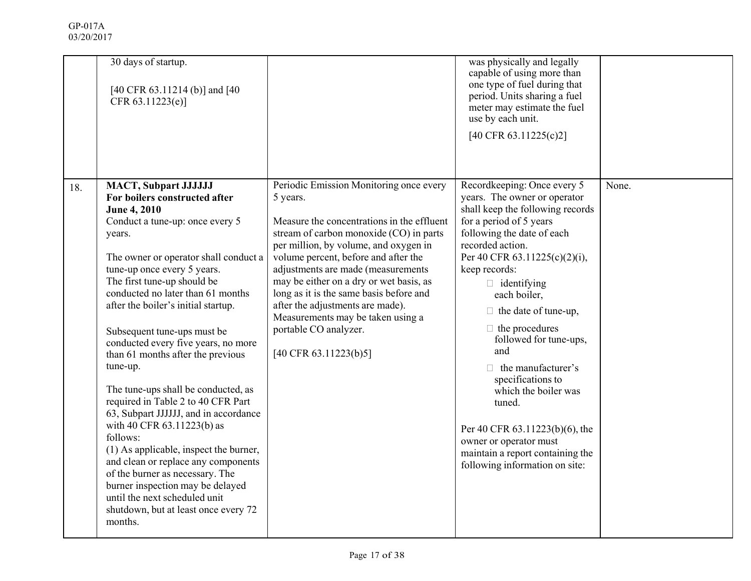GP-017A
03/20/2017

| | | | | |
|---|---|---|---|---|
| | 30 days of startup.<br><br>[40 CFR 63.11214 (b)] and [40 CFR 63.11223(e)] | | was physically and legally capable of using more than one type of fuel during that period. Units sharing a fuel meter may estimate the fuel use by each unit.<br><br>[40 CFR 63.11225(c)2] | |
| 18. | **MACT, Subpart JJJJJJ**<br>**For boilers constructed after June 4, 2010**<br>Conduct a tune-up: once every 5 years.<br><br>The owner or operator shall conduct a tune-up once every 5 years.<br>The first tune-up should be conducted no later than 61 months after the boiler's initial startup.<br><br>Subsequent tune-ups must be conducted every five years, no more than 61 months after the previous tune-up.<br><br>The tune-ups shall be conducted, as required in Table 2 to 40 CFR Part 63, Subpart JJJJJJ, and in accordance with 40 CFR 63.11223(b) as follows:<br>(1) As applicable, inspect the burner, and clean or replace any components of the burner as necessary. The burner inspection may be delayed until the next scheduled unit shutdown, but at least once every 72 months. | Periodic Emission Monitoring once every 5 years.<br><br>Measure the concentrations in the effluent stream of carbon monoxide (CO) in parts per million, by volume, and oxygen in volume percent, before and after the adjustments are made (measurements may be either on a dry or wet basis, as long as it is the same basis before and after the adjustments are made). Measurements may be taken using a portable CO analyzer.<br><br>[40 CFR 63.11223(b)5] | Recordkeeping: Once every 5 years. The owner or operator shall keep the following records for a period of 5 years following the date of each recorded action.<br>Per 40 CFR 63.11225(c)(2)(i), keep records:<br>- identifying each boiler,<br>- the date of tune-up,<br>- the procedures followed for tune-ups, and<br>- the manufacturer's specifications to which the boiler was tuned.<br><br>Per 40 CFR 63.11223(b)(6), the owner or operator must maintain a report containing the following information on site: | None. |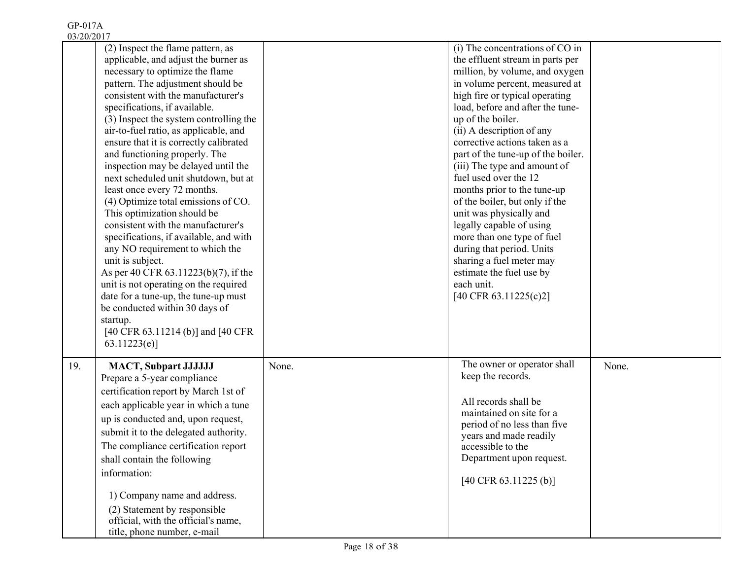| | | | | |
|---|---|---|---|---|
| | (2) Inspect the flame pattern, as applicable, and adjust the burner as necessary to optimize the flame pattern. The adjustment should be consistent with the manufacturer's specifications, if available.<br>(3) Inspect the system controlling the air-to-fuel ratio, as applicable, and ensure that it is correctly calibrated and functioning properly. The inspection may be delayed until the next scheduled unit shutdown, but at least once every 72 months.<br>(4) Optimize total emissions of CO. This optimization should be consistent with the manufacturer's specifications, if available, and with any NO requirement to which the unit is subject.<br>As per 40 CFR 63.11223(b)(7), if the unit is not operating on the required date for a tune-up, the tune-up must be conducted within 30 days of startup.<br>[40 CFR 63.11214 (b)] and [40 CFR 63.11223(e)] | | (i) The concentrations of CO in the effluent stream in parts per million, by volume, and oxygen in volume percent, measured at high fire or typical operating load, before and after the tune-up of the boiler.<br>(ii) A description of any corrective actions taken as a part of the tune-up of the boiler.<br>(iii) The type and amount of fuel used over the 12 months prior to the tune-up of the boiler, but only if the unit was physically and legally capable of using more than one type of fuel during that period. Units sharing a fuel meter may estimate the fuel use by each unit.<br>[40 CFR 63.11225(c)2] | |
| 19. | **MACT, Subpart JJJJJJ**<br>Prepare a 5-year compliance certification report by March 1st of each applicable year in which a tune up is conducted and, upon request, submit it to the delegated authority. The compliance certification report shall contain the following information:<br><br>1) Company name and address.<br>(2) Statement by responsible official, with the official's name, title, phone number, e-mail | None. | The owner or operator shall keep the records.<br><br>All records shall be maintained on site for a period of no less than five years and made readily accessible to the Department upon request.<br><br>[40 CFR 63.11225 (b)] | None. |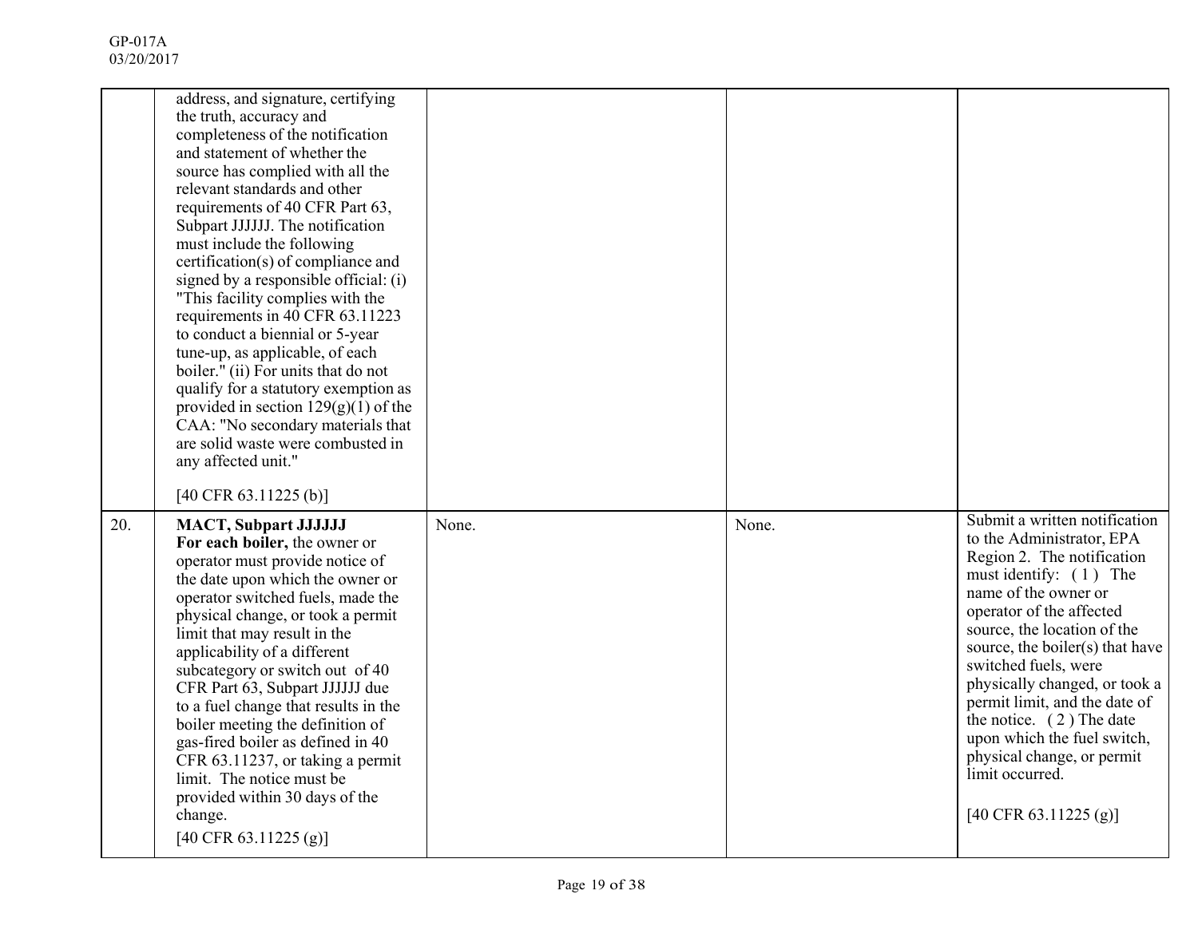| | | | | |
|---|---|---|---|---|
| | address, and signature, certifying the truth, accuracy and completeness of the notification and statement of whether the source has complied with all the relevant standards and other requirements of 40 CFR Part 63, Subpart JJJJJJ. The notification must include the following certification(s) of compliance and signed by a responsible official: (i) "This facility complies with the requirements in 40 CFR 63.11223 to conduct a biennial or 5-year tune-up, as applicable, of each boiler." (ii) For units that do not qualify for a statutory exemption as provided in section 129(g)(1) of the CAA: "No secondary materials that are solid waste were combusted in any affected unit."<br><br>[40 CFR 63.11225 (b)] | | | |
| 20. | **MACT, Subpart JJJJJJ**<br>**For each boiler,** the owner or operator must provide notice of the date upon which the owner or operator switched fuels, made the physical change, or took a permit limit that may result in the applicability of a different subcategory or switch out of 40 CFR Part 63, Subpart JJJJJJ due to a fuel change that results in the boiler meeting the definition of gas-fired boiler as defined in 40 CFR 63.11237, or taking a permit limit. The notice must be provided within 30 days of the change.<br>[40 CFR 63.11225 (g)] | None. | None. | Submit a written notification to the Administrator, EPA Region 2. The notification must identify: ( 1 ) The name of the owner or operator of the affected source, the location of the source, the boiler(s) that have switched fuels, were physically changed, or took a permit limit, and the date of the notice. ( 2 ) The date upon which the fuel switch, physical change, or permit limit occurred.<br><br>[40 CFR 63.11225 (g)] |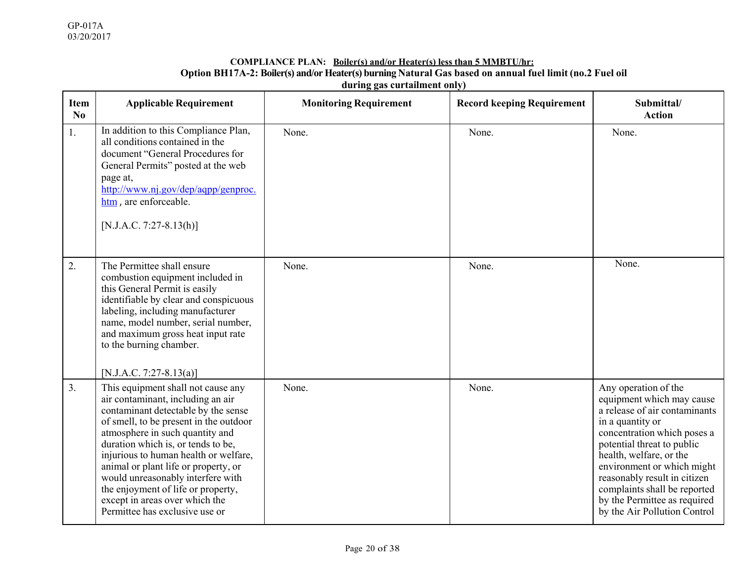GP-017A
03/20/2017

**COMPLIANCE PLAN: Boiler(s) and/or Heater(s) less than 5 MMBTU/hr:**
**Option BH17A-2: Boiler(s) and/or Heater(s) burning Natural Gas based on annual fuel limit (no.2 Fuel oil during gas curtailment only)**

| Item No | Applicable Requirement | Monitoring Requirement | Record keeping Requirement | Submittal/ Action |
|---|---|---|---|---|
| 1. | In addition to this Compliance Plan, all conditions contained in the document "General Procedures for General Permits" posted at the web page at, http://www.nj.gov/dep/aqpp/genproc.htm , are enforceable. [N.J.A.C. 7:27-8.13(h)] | None. | None. | None. |
| 2. | The Permittee shall ensure combustion equipment included in this General Permit is easily identifiable by clear and conspicuous labeling, including manufacturer name, model number, serial number, and maximum gross heat input rate to the burning chamber. [N.J.A.C. 7:27-8.13(a)] | None. | None. | None. |
| 3. | This equipment shall not cause any air contaminant, including an air contaminant detectable by the sense of smell, to be present in the outdoor atmosphere in such quantity and duration which is, or tends to be, injurious to human health or welfare, animal or plant life or property, or would unreasonably interfere with the enjoyment of life or property, except in areas over which the Permittee has exclusive use or | None. | None. | Any operation of the equipment which may cause a release of air contaminants in a quantity or concentration which poses a potential threat to public health, welfare, or the environment or which might reasonably result in citizen complaints shall be reported by the Permittee as required by the Air Pollution Control |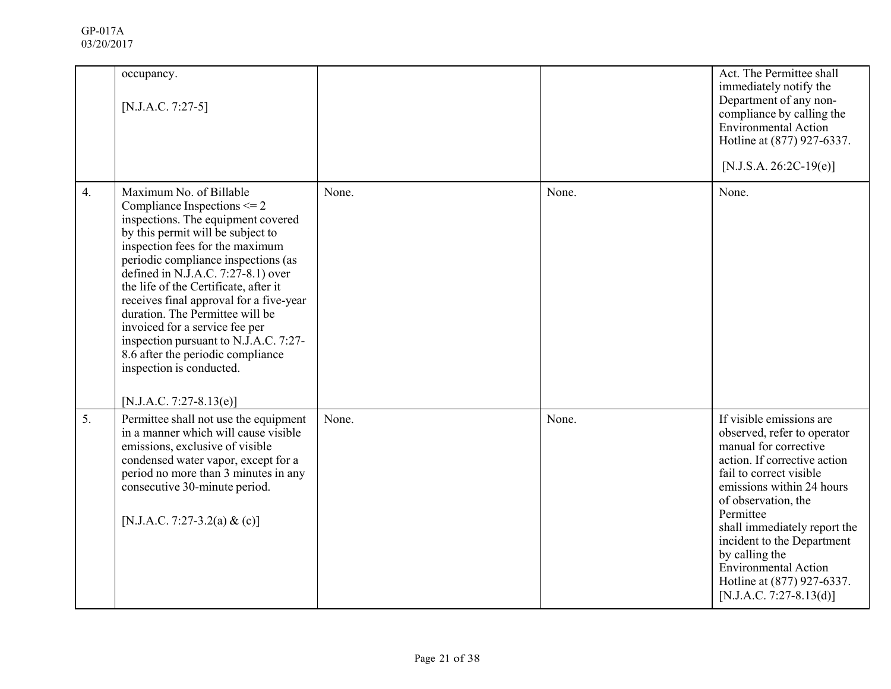| | | | | |
|---|---|---|---|---|
| | occupancy.<br><br>[N.J.A.C. 7:27-5] | | | Act. The Permittee shall immediately notify the Department of any non-compliance by calling the Environmental Action Hotline at (877) 927-6337.<br><br>[N.J.S.A. 26:2C-19(e)] |
| 4. | Maximum No. of Billable Compliance Inspections <= 2 inspections. The equipment covered by this permit will be subject to inspection fees for the maximum periodic compliance inspections (as defined in N.J.A.C. 7:27-8.1) over the life of the Certificate, after it receives final approval for a five-year duration. The Permittee will be invoiced for a service fee per inspection pursuant to N.J.A.C. 7:27-8.6 after the periodic compliance inspection is conducted.<br><br>[N.J.A.C. 7:27-8.13(e)] | None. | None. | None. |
| 5. | Permittee shall not use the equipment in a manner which will cause visible emissions, exclusive of visible condensed water vapor, except for a period no more than 3 minutes in any consecutive 30-minute period.<br><br>[N.J.A.C. 7:27-3.2(a) & (c)] | None. | None. | If visible emissions are observed, refer to operator manual for corrective action. If corrective action fail to correct visible emissions within 24 hours of observation, the Permittee shall immediately report the incident to the Department by calling the Environmental Action Hotline at (877) 927-6337. [N.J.A.C. 7:27-8.13(d)] |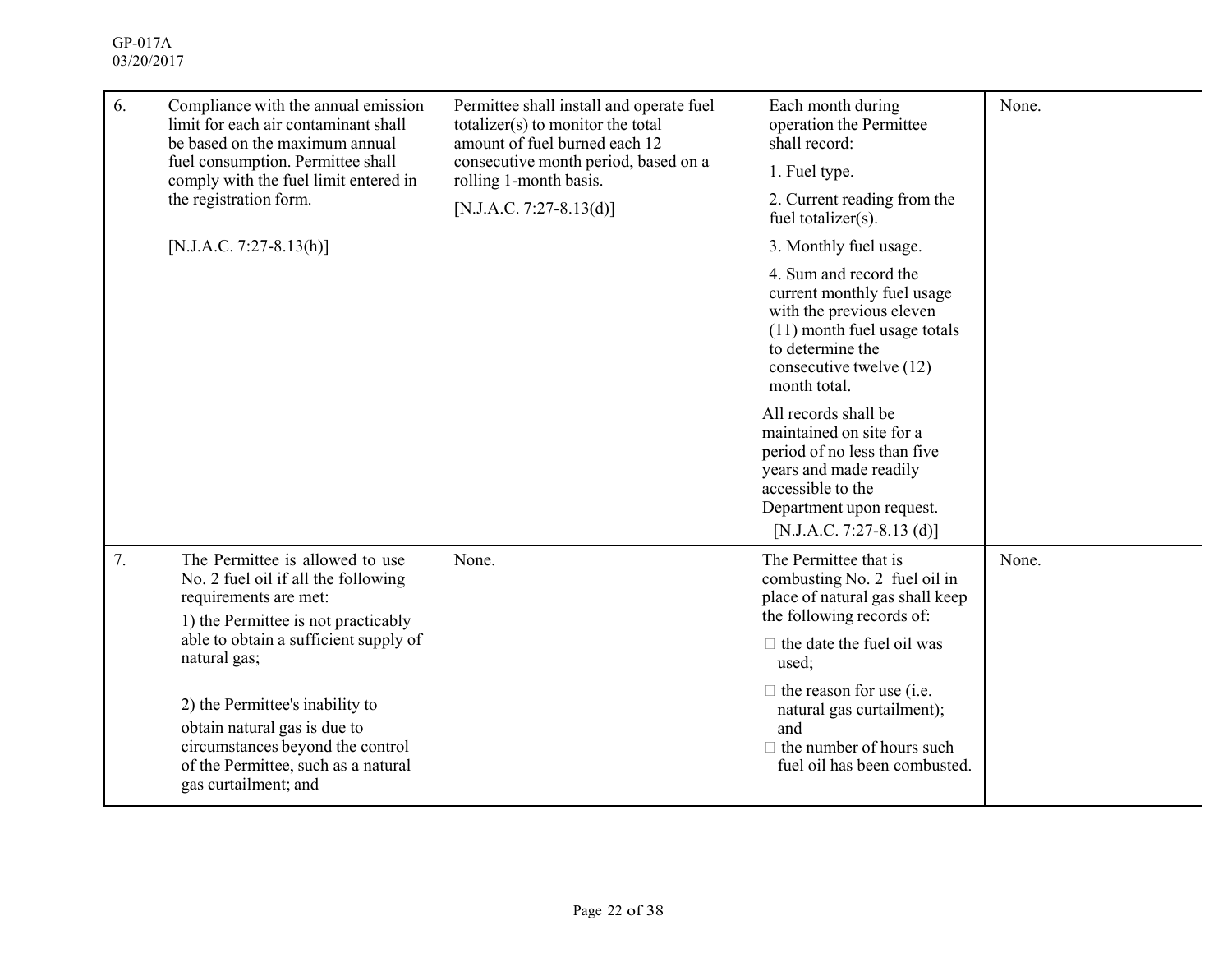| 6. | Compliance with the annual emission limit for each air contaminant shall be based on the maximum annual fuel consumption. Permittee shall comply with the fuel limit entered in the registration form.<br><br>[N.J.A.C. 7:27-8.13(h)] | Permittee shall install and operate fuel totalizer(s) to monitor the total amount of fuel burned each 12 consecutive month period, based on a rolling 1-month basis.<br><br>[N.J.A.C. 7:27-8.13(d)] | Each month during operation the Permittee shall record:<br>1. Fuel type.<br>2. Current reading from the fuel totalizer(s).<br>3. Monthly fuel usage.<br>4. Sum and record the current monthly fuel usage with the previous eleven (11) month fuel usage totals to determine the consecutive twelve (12) month total.<br>All records shall be maintained on site for a period of no less than five years and made readily accessible to the Department upon request.<br>[N.J.A.C. 7:27-8.13 (d)] | None. |
|---|---|---|---|---|
| 7. | The Permittee is allowed to use No. 2 fuel oil if all the following requirements are met:<br>1) the Permittee is not practicably able to obtain a sufficient supply of natural gas;<br><br>2) the Permittee's inability to obtain natural gas is due to circumstances beyond the control of the Permittee, such as a natural gas curtailment; and | None. | The Permittee that is combusting No. 2 fuel oil in place of natural gas shall keep the following records of:<br>- the date the fuel oil was used;<br>- the reason for use (i.e. natural gas curtailment); and<br>- the number of hours such fuel oil has been combusted. | None. |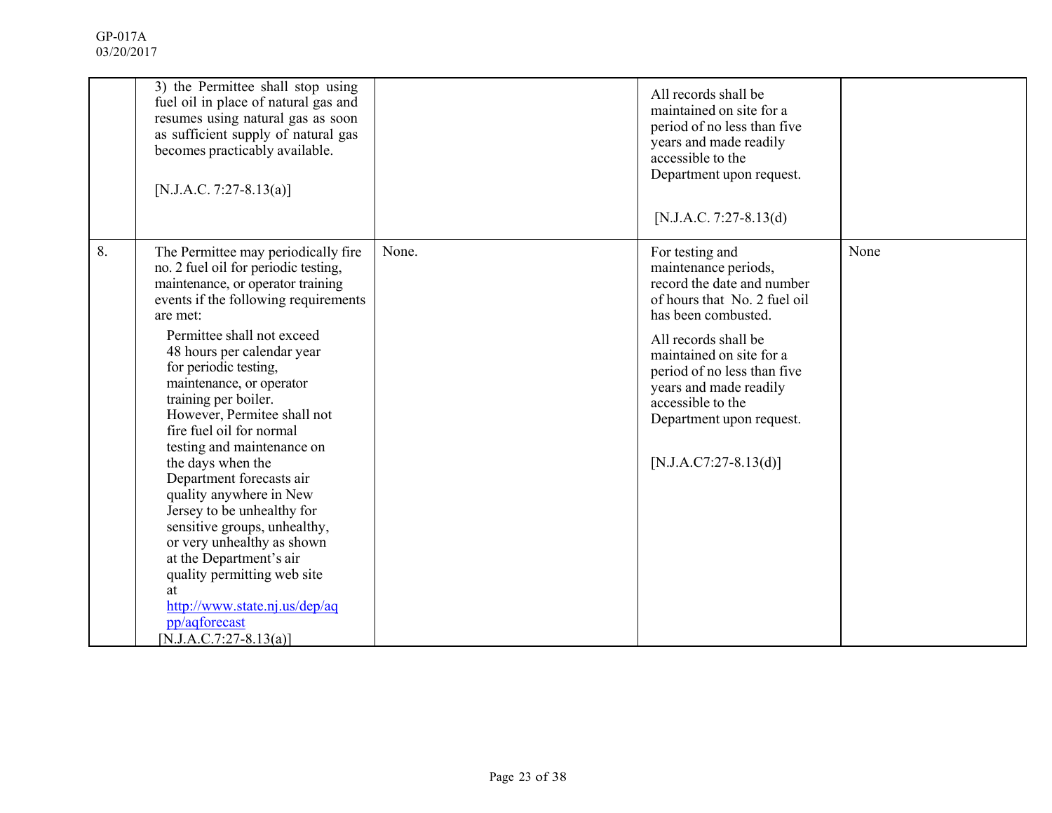| | | | | |
|---|---|---|---|---|
| | 3) the Permittee shall stop using fuel oil in place of natural gas and resumes using natural gas as soon as sufficient supply of natural gas becomes practicably available.<br><br>[N.J.A.C. 7:27-8.13(a)] | | All records shall be maintained on site for a period of no less than five years and made readily accessible to the Department upon request.<br><br>[N.J.A.C. 7:27-8.13(d) | |
| 8. | The Permittee may periodically fire no. 2 fuel oil for periodic testing, maintenance, or operator training events if the following requirements are met:<br><br>Permittee shall not exceed 48 hours per calendar year for periodic testing, maintenance, or operator training per boiler. However, Permitee shall not fire fuel oil for normal testing and maintenance on the days when the Department forecasts air quality anywhere in New Jersey to be unhealthy for sensitive groups, unhealthy, or very unhealthy as shown at the Department's air quality permitting web site at http://www.state.nj.us/dep/aqpp/aqforecast<br>[N.J.A.C.7:27-8.13(a)] | None. | For testing and maintenance periods, record the date and number of hours that No. 2 fuel oil has been combusted.<br><br>All records shall be maintained on site for a period of no less than five years and made readily accessible to the Department upon request.<br><br>[N.J.A.C7:27-8.13(d)] | None |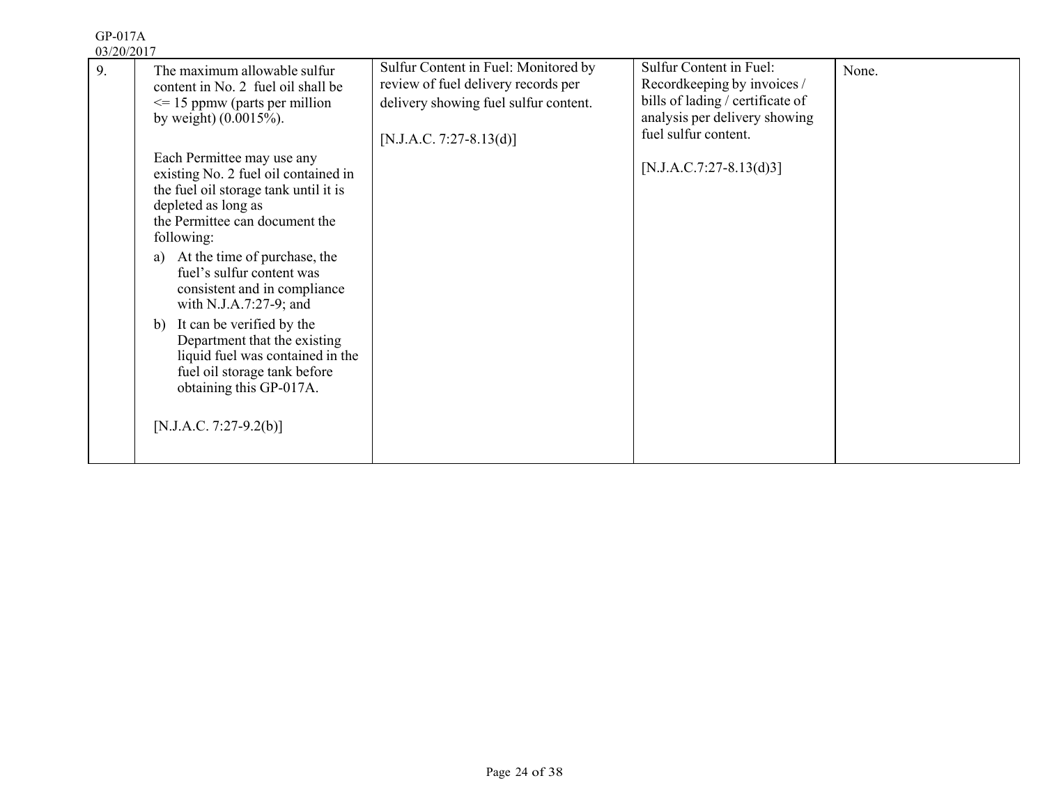| 9. | The maximum allowable sulfur content in No. 2 fuel oil shall be <= 15 ppmw (parts per million by weight) (0.0015%).<br><br>Each Permittee may use any existing No. 2 fuel oil contained in the fuel oil storage tank until it is depleted as long as the Permittee can document the following:<br>a) At the time of purchase, the fuel's sulfur content was consistent and in compliance with N.J.A.7:27-9; and<br>b) It can be verified by the Department that the existing liquid fuel was contained in the fuel oil storage tank before obtaining this GP-017A.<br><br>[N.J.A.C. 7:27-9.2(b)] | Sulfur Content in Fuel: Monitored by review of fuel delivery records per delivery showing fuel sulfur content.<br><br>[N.J.A.C. 7:27-8.13(d)] | Sulfur Content in Fuel: Recordkeeping by invoices / bills of lading / certificate of analysis per delivery showing fuel sulfur content.<br><br>[N.J.A.C.7:27-8.13(d)3] | None. |
|---|---|---|---|---|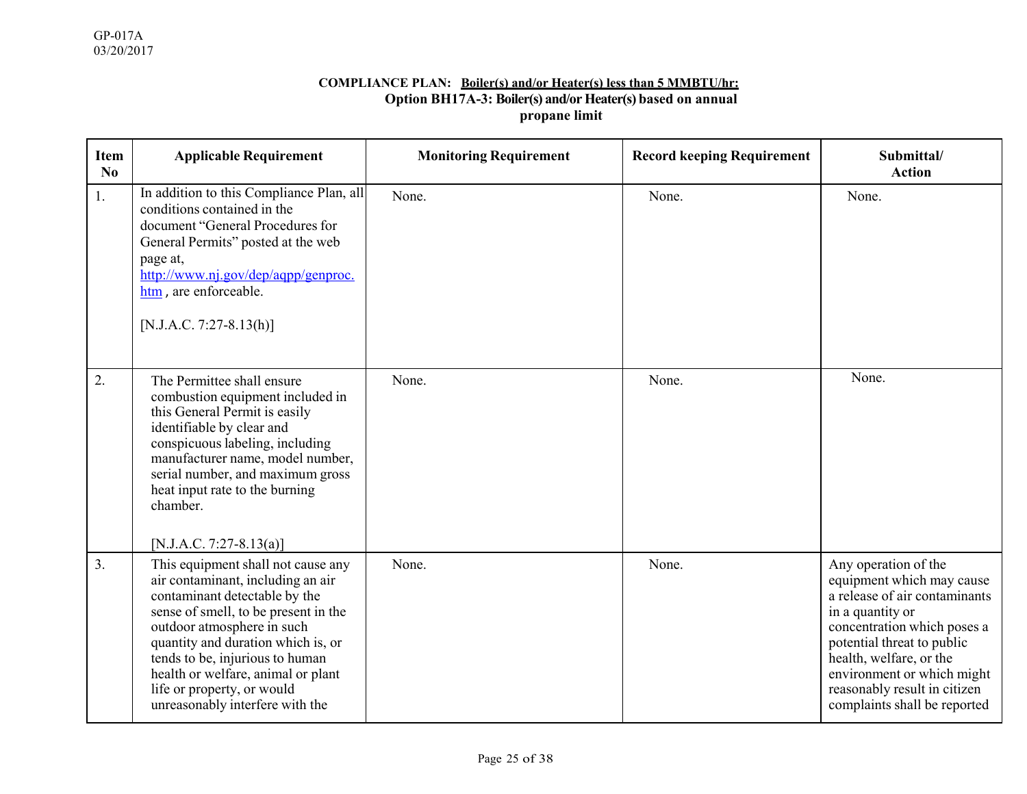**COMPLIANCE PLAN: Boiler(s) and/or Heater(s) less than 5 MMBTU/hr:**
**Option BH17A-3: Boiler(s) and/or Heater(s) based on annual propane limit**

| Item No | Applicable Requirement | Monitoring Requirement | Record keeping Requirement | Submittal/ Action |
|---|---|---|---|---|
| 1. | In addition to this Compliance Plan, all conditions contained in the document "General Procedures for General Permits" posted at the web page at, [http://www.nj.gov/dep/aqpp/genproc.htm](http://www.nj.gov/dep/aqpp/genproc.htm) , are enforceable. [N.J.A.C. 7:27-8.13(h)] | None. | None. | None. |
| 2. | The Permittee shall ensure combustion equipment included in this General Permit is easily identifiable by clear and conspicuous labeling, including manufacturer name, model number, serial number, and maximum gross heat input rate to the burning chamber. [N.J.A.C. 7:27-8.13(a)] | None. | None. | None. |
| 3. | This equipment shall not cause any air contaminant, including an air contaminant detectable by the sense of smell, to be present in the outdoor atmosphere in such quantity and duration which is, or tends to be, injurious to human health or welfare, animal or plant life or property, or would unreasonably interfere with the | None. | None. | Any operation of the equipment which may cause a release of air contaminants in a quantity or concentration which poses a potential threat to public health, welfare, or the environment or which might reasonably result in citizen complaints shall be reported |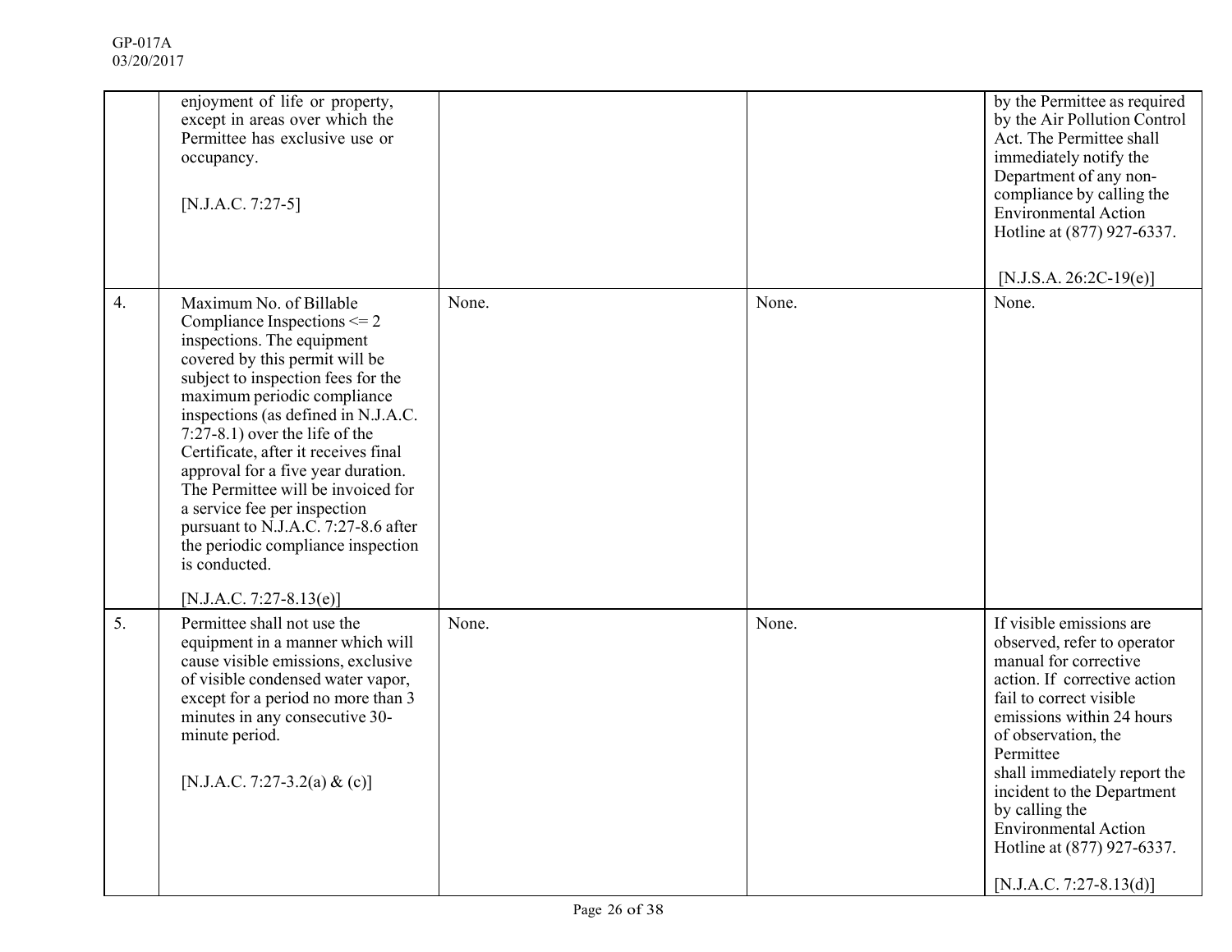| | | | | |
|---|---|---|---|---|
| | enjoyment of life or property, except in areas over which the Permittee has exclusive use or occupancy.<br><br>[N.J.A.C. 7:27-5] | | | by the Permittee as required by the Air Pollution Control Act. The Permittee shall immediately notify the Department of any non-compliance by calling the Environmental Action Hotline at (877) 927-6337.<br><br>[N.J.S.A. 26:2C-19(e)] |
| 4. | Maximum No. of Billable Compliance Inspections <= 2 inspections. The equipment covered by this permit will be subject to inspection fees for the maximum periodic compliance inspections (as defined in N.J.A.C. 7:27-8.1) over the life of the Certificate, after it receives final approval for a five year duration. The Permittee will be invoiced for a service fee per inspection pursuant to N.J.A.C. 7:27-8.6 after the periodic compliance inspection is conducted.<br><br>[N.J.A.C. 7:27-8.13(e)] | None. | None. | None. |
| 5. | Permittee shall not use the equipment in a manner which will cause visible emissions, exclusive of visible condensed water vapor, except for a period no more than 3 minutes in any consecutive 30-minute period.<br><br>[N.J.A.C. 7:27-3.2(a) & (c)] | None. | None. | If visible emissions are observed, refer to operator manual for corrective action. If corrective action fail to correct visible emissions within 24 hours of observation, the Permittee shall immediately report the incident to the Department by calling the Environmental Action Hotline at (877) 927-6337.<br><br>[N.J.A.C. 7:27-8.13(d)] |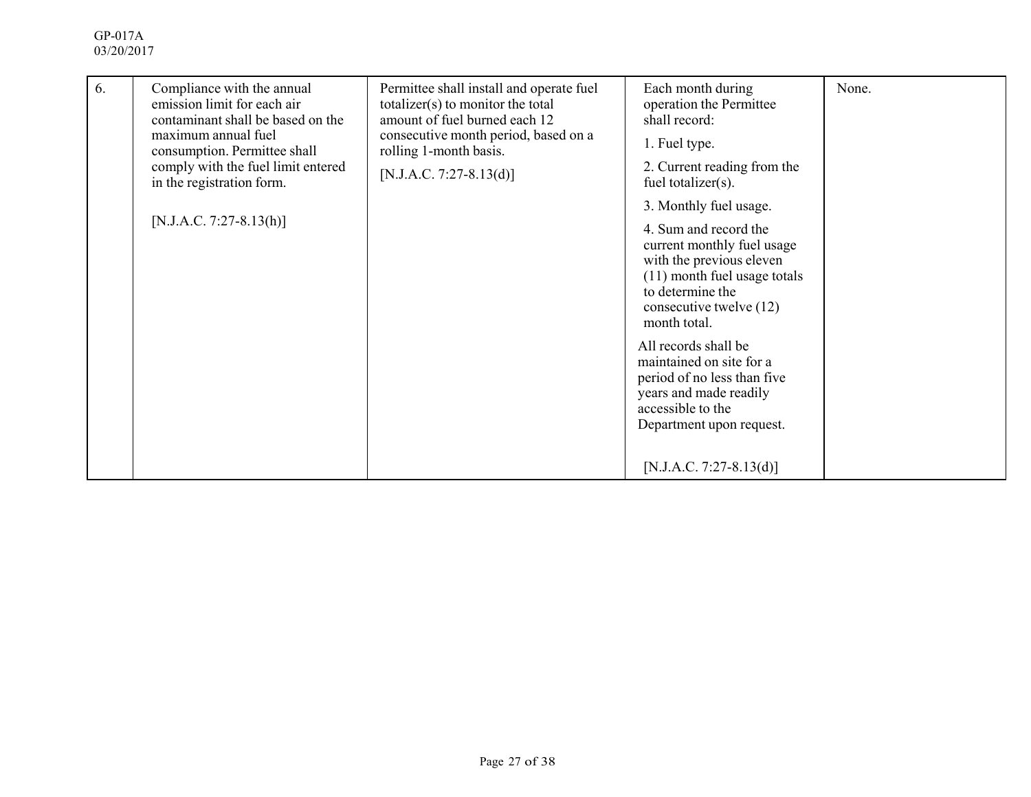| 6. | Compliance with the annual emission limit for each air contaminant shall be based on the maximum annual fuel consumption. Permittee shall comply with the fuel limit entered in the registration form.<br><br>[N.J.A.C. 7:27-8.13(h)] | Permittee shall install and operate fuel totalizer(s) to monitor the total amount of fuel burned each 12 consecutive month period, based on a rolling 1-month basis.<br><br>[N.J.A.C. 7:27-8.13(d)] | Each month during operation the Permittee shall record:<br>1. Fuel type.<br>2. Current reading from the fuel totalizer(s).<br>3. Monthly fuel usage.<br>4. Sum and record the current monthly fuel usage with the previous eleven (11) month fuel usage totals to determine the consecutive twelve (12) month total.<br><br>All records shall be maintained on site for a period of no less than five years and made readily accessible to the Department upon request.<br><br>[N.J.A.C. 7:27-8.13(d)] | None. |
|---|---|---|---|---|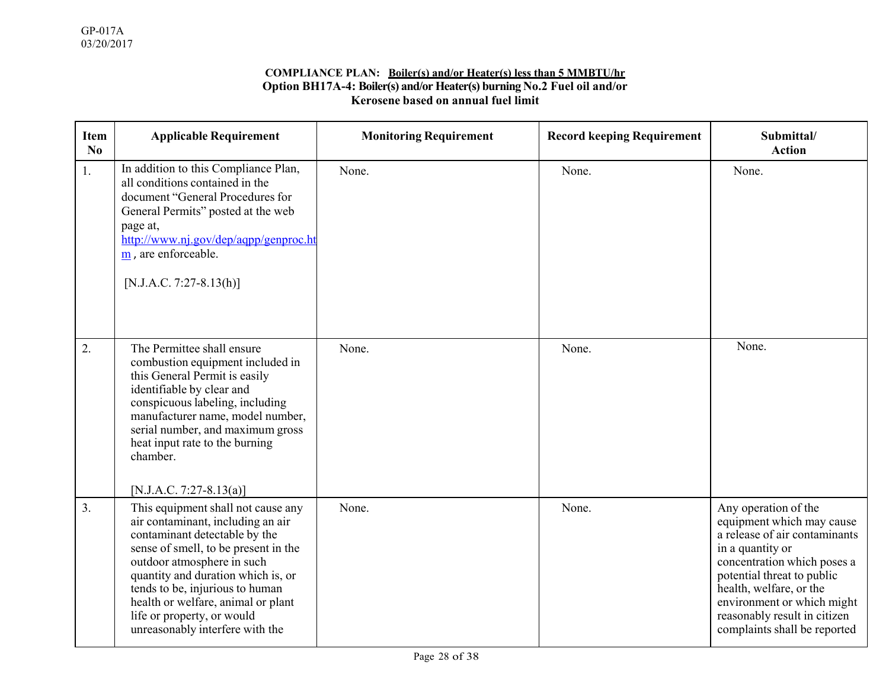GP-017A
03/20/2017

**COMPLIANCE PLAN: Boiler(s) and/or Heater(s) less than 5 MMBTU/hr**
**Option BH17A-4: Boiler(s) and/or Heater(s) burning No.2 Fuel oil and/or Kerosene based on annual fuel limit**

| Item No | Applicable Requirement | Monitoring Requirement | Record keeping Requirement | Submittal/ Action |
|---|---|---|---|---|
| 1. | In addition to this Compliance Plan, all conditions contained in the document "General Procedures for General Permits" posted at the web page at, [http://www.nj.gov/dep/aqpp/genproc.htm](http://www.nj.gov/dep/aqpp/genproc.htm) , are enforceable. [N.J.A.C. 7:27-8.13(h)] | None. | None. | None. |
| 2. | The Permittee shall ensure combustion equipment included in this General Permit is easily identifiable by clear and conspicuous labeling, including manufacturer name, model number, serial number, and maximum gross heat input rate to the burning chamber. [N.J.A.C. 7:27-8.13(a)] | None. | None. | None. |
| 3. | This equipment shall not cause any air contaminant, including an air contaminant detectable by the sense of smell, to be present in the outdoor atmosphere in such quantity and duration which is, or tends to be, injurious to human health or welfare, animal or plant life or property, or would unreasonably interfere with the | None. | None. | Any operation of the equipment which may cause a release of air contaminants in a quantity or concentration which poses a potential threat to public health, welfare, or the environment or which might reasonably result in citizen complaints shall be reported |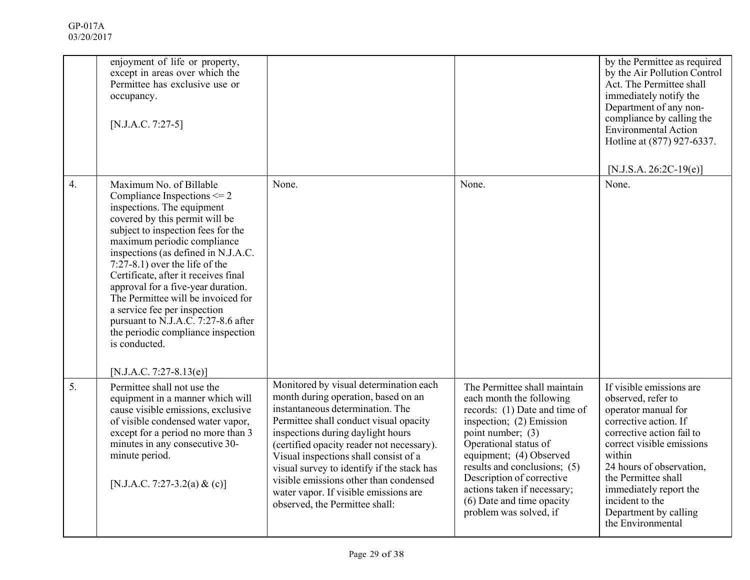GP-017A
03/20/2017

| | | | | |
|---|---|---|---|---|
| | enjoyment of life or property, except in areas over which the Permittee has exclusive use or occupancy.<br><br>[N.J.A.C. 7:27-5] | | | by the Permittee as required by the Air Pollution Control Act. The Permittee shall immediately notify the Department of any non-compliance by calling the Environmental Action Hotline at (877) 927-6337.<br><br>[N.J.S.A. 26:2C-19(e)] |
| 4. | Maximum No. of Billable Compliance Inspections <= 2 inspections. The equipment covered by this permit will be subject to inspection fees for the maximum periodic compliance inspections (as defined in N.J.A.C. 7:27-8.1) over the life of the Certificate, after it receives final approval for a five-year duration. The Permittee will be invoiced for a service fee per inspection pursuant to N.J.A.C. 7:27-8.6 after the periodic compliance inspection is conducted.<br><br>[N.J.A.C. 7:27-8.13(e)] | None. | None. | None. |
| 5. | Permittee shall not use the equipment in a manner which will cause visible emissions, exclusive of visible condensed water vapor, except for a period no more than 3 minutes in any consecutive 30-minute period.<br><br>[N.J.A.C. 7:27-3.2(a) & (c)] | Monitored by visual determination each month during operation, based on an instantaneous determination. The Permittee shall conduct visual opacity inspections during daylight hours (certified opacity reader not necessary). Visual inspections shall consist of a visual survey to identify if the stack has visible emissions other than condensed water vapor. If visible emissions are observed, the Permittee shall: | The Permittee shall maintain each month the following records: (1) Date and time of inspection; (2) Emission point number; (3) Operational status of equipment; (4) Observed results and conclusions; (5) Description of corrective actions taken if necessary; (6) Date and time opacity problem was solved, if | If visible emissions are observed, refer to operator manual for corrective action. If corrective action fail to correct visible emissions within 24 hours of observation, the Permittee shall immediately report the incident to the Department by calling the Environmental |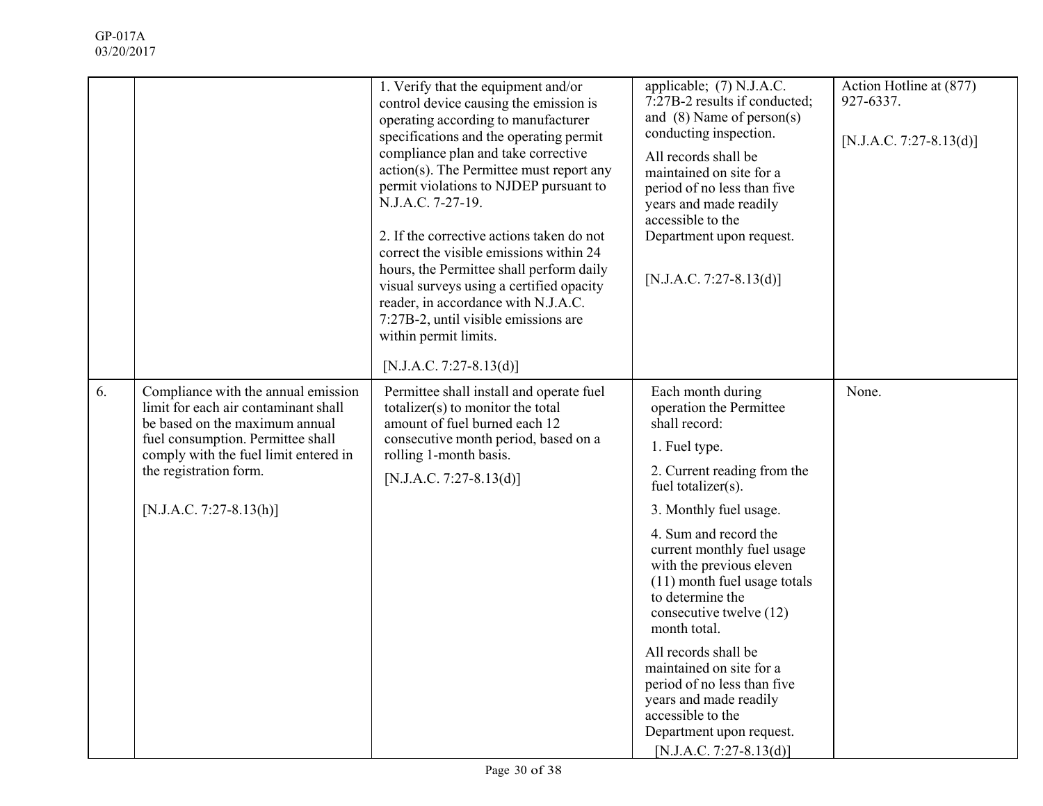| | | | | |
|---|---|---|---|---|
| | | 1. Verify that the equipment and/or control device causing the emission is operating according to manufacturer specifications and the operating permit compliance plan and take corrective action(s). The Permittee must report any permit violations to NJDEP pursuant to N.J.A.C. 7-27-19.<br><br>2. If the corrective actions taken do not correct the visible emissions within 24 hours, the Permittee shall perform daily visual surveys using a certified opacity reader, in accordance with N.J.A.C. 7:27B-2, until visible emissions are within permit limits.<br><br>[N.J.A.C. 7:27-8.13(d)] | applicable; (7) N.J.A.C. 7:27B-2 results if conducted; and (8) Name of person(s) conducting inspection.<br><br>All records shall be maintained on site for a period of no less than five years and made readily accessible to the Department upon request.<br><br>[N.J.A.C. 7:27-8.13(d)] | Action Hotline at (877) 927-6337.<br><br>[N.J.A.C. 7:27-8.13(d)] |
| 6. | Compliance with the annual emission limit for each air contaminant shall be based on the maximum annual fuel consumption. Permittee shall comply with the fuel limit entered in the registration form.<br><br>[N.J.A.C. 7:27-8.13(h)] | Permittee shall install and operate fuel totalizer(s) to monitor the total amount of fuel burned each 12 consecutive month period, based on a rolling 1-month basis.<br><br>[N.J.A.C. 7:27-8.13(d)] | Each month during operation the Permittee shall record:<br><br>1. Fuel type.<br><br>2. Current reading from the fuel totalizer(s).<br><br>3. Monthly fuel usage.<br><br>4. Sum and record the current monthly fuel usage with the previous eleven (11) month fuel usage totals to determine the consecutive twelve (12) month total.<br><br>All records shall be maintained on site for a period of no less than five years and made readily accessible to the Department upon request.<br><br>[N.J.A.C. 7:27-8.13(d)] | None. |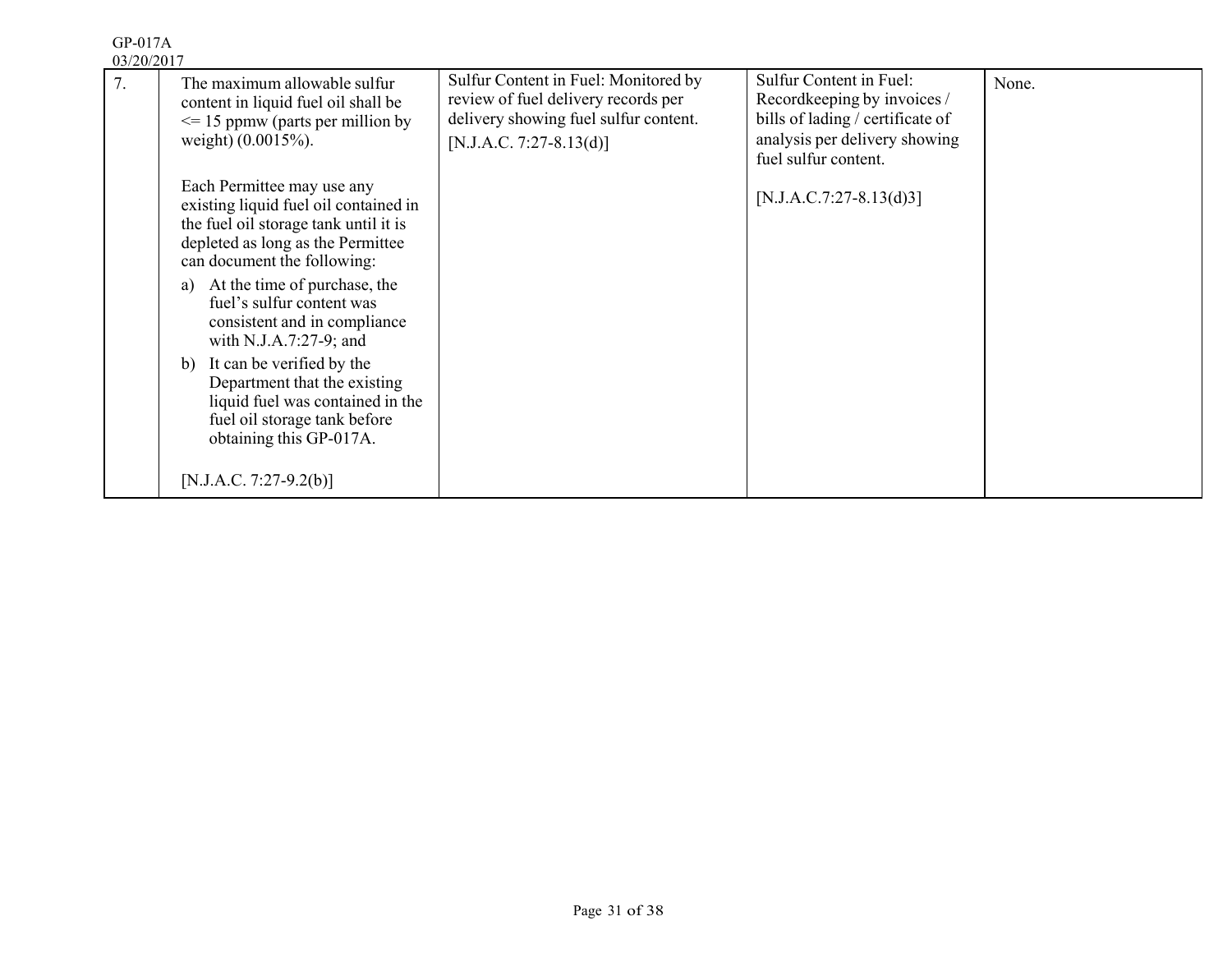| 7. | The maximum allowable sulfur content in liquid fuel oil shall be <= 15 ppmw (parts per million by weight) (0.0015%).<br><br>Each Permittee may use any existing liquid fuel oil contained in the fuel oil storage tank until it is depleted as long as the Permittee can document the following:<br>a) At the time of purchase, the fuel's sulfur content was consistent and in compliance with N.J.A.7:27-9; and<br>b) It can be verified by the Department that the existing liquid fuel was contained in the fuel oil storage tank before obtaining this GP-017A.<br><br>[N.J.A.C. 7:27-9.2(b)] | Sulfur Content in Fuel: Monitored by review of fuel delivery records per delivery showing fuel sulfur content.<br>[N.J.A.C. 7:27-8.13(d)] | Sulfur Content in Fuel: Recordkeeping by invoices / bills of lading / certificate of analysis per delivery showing fuel sulfur content.<br><br>[N.J.A.C.7:27-8.13(d)3] | None. |
|---|---|---|---|---|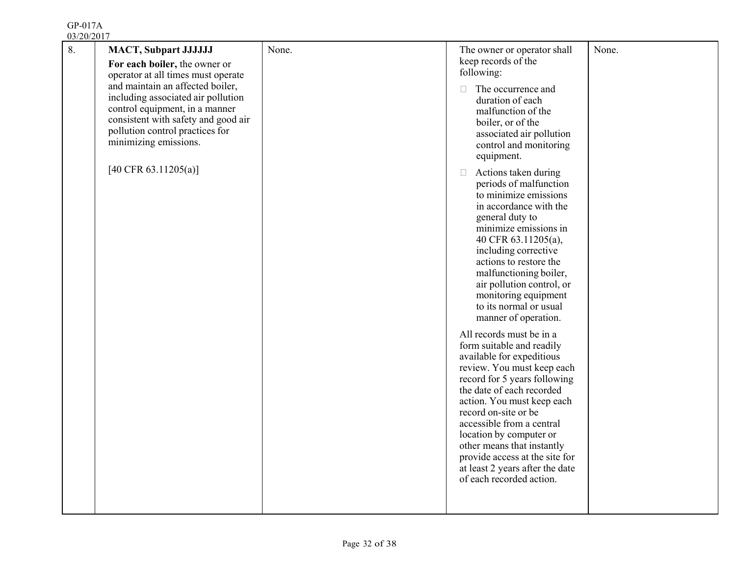| 8. | **MACT, Subpart JJJJJJ**<br>**For each boiler,** the owner or operator at all times must operate and maintain an affected boiler, including associated air pollution control equipment, in a manner consistent with safety and good air pollution control practices for minimizing emissions.<br><br>[40 CFR 63.11205(a)] | None. | The owner or operator shall keep records of the following:<br>- The occurrence and duration of each malfunction of the boiler, or of the associated air pollution control and monitoring equipment.<br>- Actions taken during periods of malfunction to minimize emissions in accordance with the general duty to minimize emissions in 40 CFR 63.11205(a), including corrective actions to restore the malfunctioning boiler, air pollution control, or monitoring equipment to its normal or usual manner of operation.<br><br>All records must be in a form suitable and readily available for expeditious review. You must keep each record for 5 years following the date of each recorded action. You must keep each record on-site or be accessible from a central location by computer or other means that instantly provide access at the site for at least 2 years after the date of each recorded action. | None. |
|---|---|---|---|---|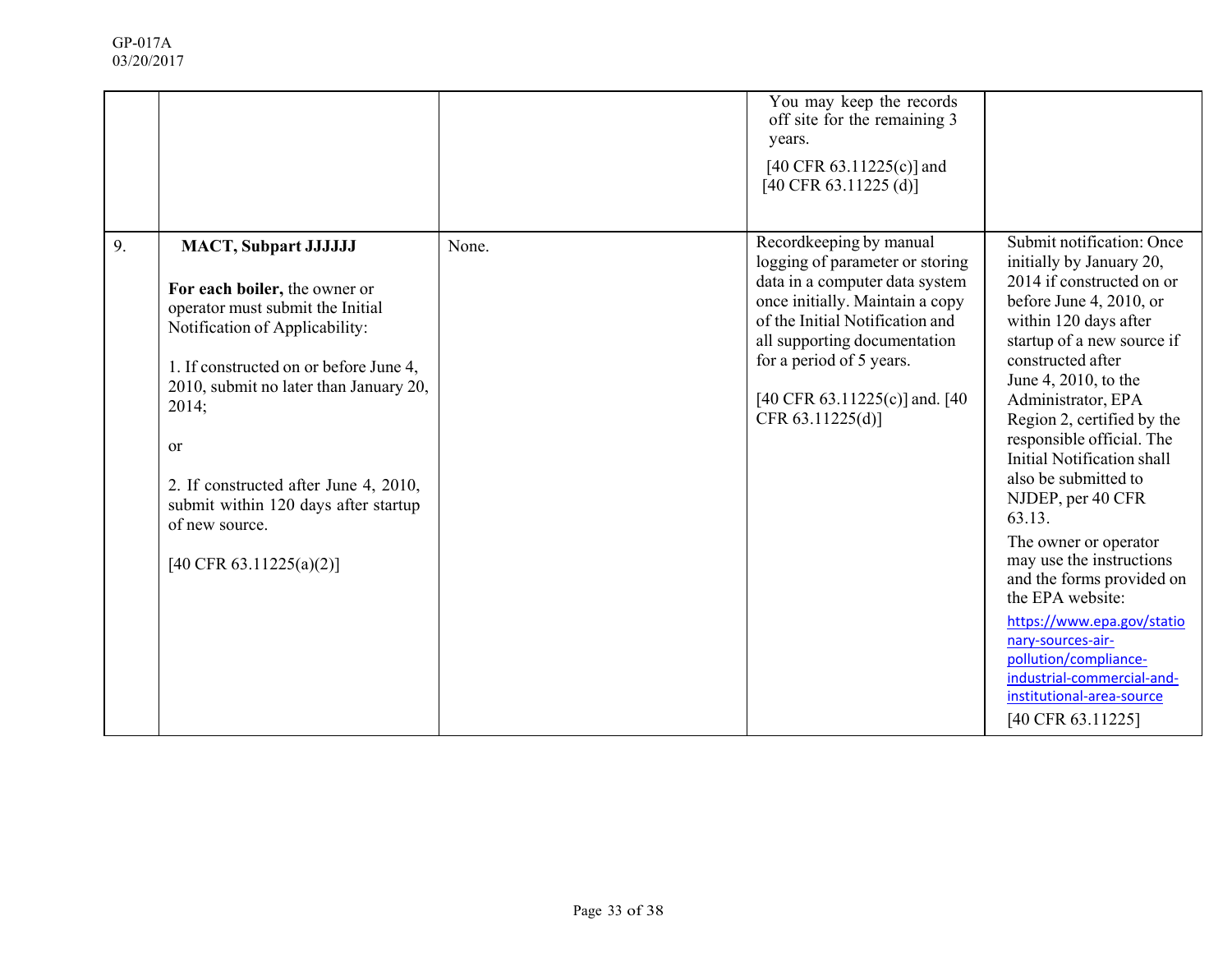| | | | | |
|---|---|---|---|---|
| | | | You may keep the records off site for the remaining 3 years.<br><br>[40 CFR 63.11225(c)] and [40 CFR 63.11225 (d)] | |
| 9. | **MACT, Subpart JJJJJJ**<br><br>**For each boiler,** the owner or operator must submit the Initial Notification of Applicability:<br><br>1. If constructed on or before June 4, 2010, submit no later than January 20, 2014;<br><br>or<br><br>2. If constructed after June 4, 2010, submit within 120 days after startup of new source.<br><br>[40 CFR 63.11225(a)(2)] | None. | Recordkeeping by manual logging of parameter or storing data in a computer data system once initially. Maintain a copy of the Initial Notification and all supporting documentation for a period of 5 years.<br><br>[40 CFR 63.11225(c)] and. [40 CFR 63.11225(d)] | Submit notification: Once initially by January 20, 2014 if constructed on or before June 4, 2010, or within 120 days after startup of a new source if constructed after June 4, 2010, to the Administrator, EPA Region 2, certified by the responsible official. The Initial Notification shall also be submitted to NJDEP, per 40 CFR 63.13.<br><br>The owner or operator may use the instructions and the forms provided on the EPA website:<br><br>https://www.epa.gov/stationary-sources-air-pollution/compliance-industrial-commercial-and-institutional-area-source<br><br>[40 CFR 63.11225] |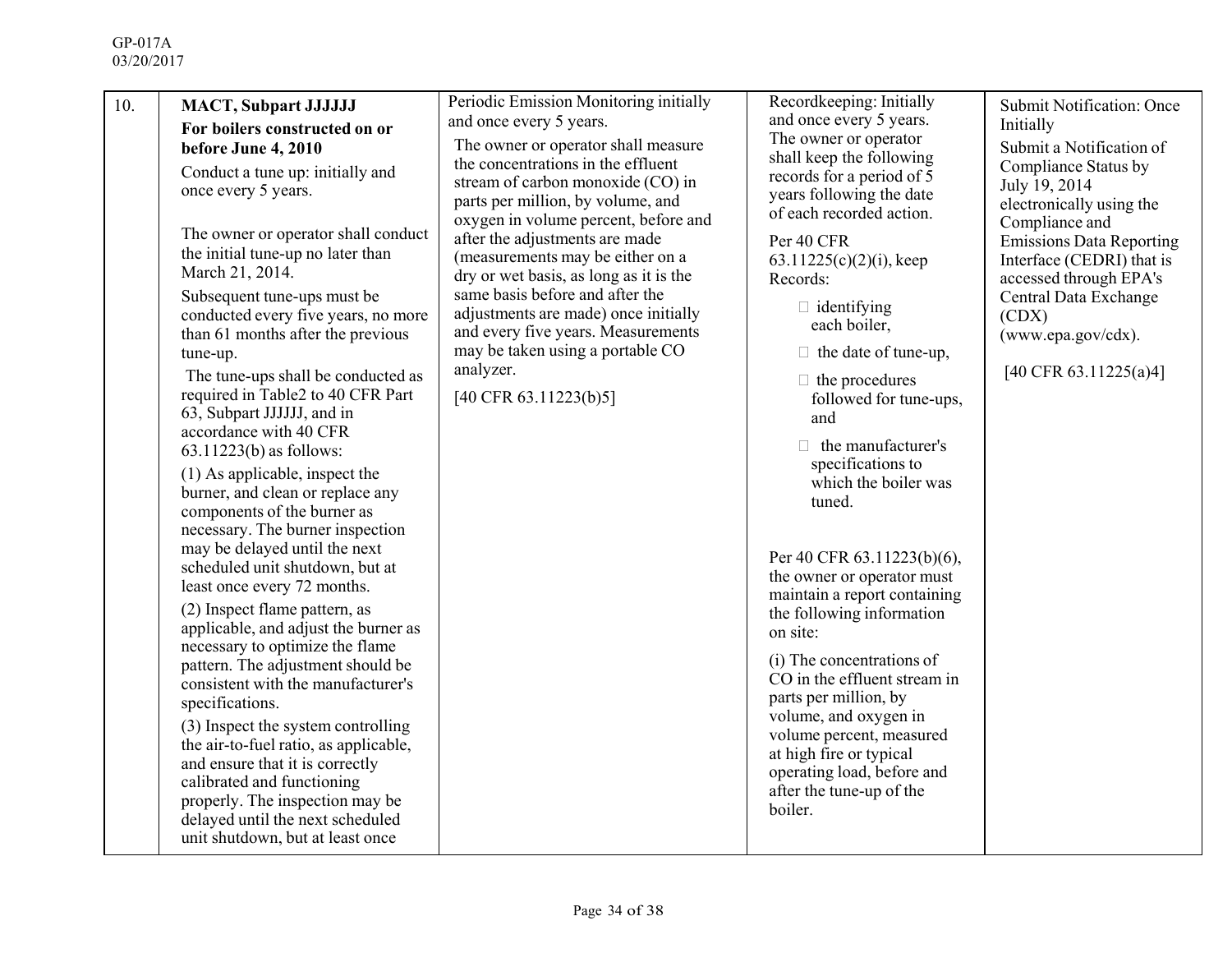| | | | | |
|---|---|---|---|---|
| 10. | **MACT, Subpart JJJJJJ**<br>**For boilers constructed on or before June 4, 2010**<br>Conduct a tune up: initially and once every 5 years.<br><br>The owner or operator shall conduct the initial tune-up no later than March 21, 2014.<br>Subsequent tune-ups must be conducted every five years, no more than 61 months after the previous tune-up.<br>The tune-ups shall be conducted as required in Table2 to 40 CFR Part 63, Subpart JJJJJJ, and in accordance with 40 CFR 63.11223(b) as follows:<br>(1) As applicable, inspect the burner, and clean or replace any components of the burner as necessary. The burner inspection may be delayed until the next scheduled unit shutdown, but at least once every 72 months.<br>(2) Inspect flame pattern, as applicable, and adjust the burner as necessary to optimize the flame pattern. The adjustment should be consistent with the manufacturer's specifications.<br>(3) Inspect the system controlling the air-to-fuel ratio, as applicable, and ensure that it is correctly calibrated and functioning properly. The inspection may be delayed until the next scheduled unit shutdown, but at least once | Periodic Emission Monitoring initially and once every 5 years.<br>The owner or operator shall measure the concentrations in the effluent stream of carbon monoxide (CO) in parts per million, by volume, and oxygen in volume percent, before and after the adjustments are made (measurements may be either on a dry or wet basis, as long as it is the same basis before and after the adjustments are made) once initially and every five years. Measurements may be taken using a portable CO analyzer.<br>[40 CFR 63.11223(b)5] | Recordkeeping: Initially and once every 5 years. The owner or operator shall keep the following records for a period of 5 years following the date of each recorded action.<br>Per 40 CFR 63.11225(c)(2)(i), keep Records:<br>- identifying each boiler,<br>- the date of tune-up,<br>- the procedures followed for tune-ups, and<br>- the manufacturer's specifications to which the boiler was tuned.<br><br>Per 40 CFR 63.11223(b)(6), the owner or operator must maintain a report containing the following information on site:<br>(i) The concentrations of CO in the effluent stream in parts per million, by volume, and oxygen in volume percent, measured at high fire or typical operating load, before and after the tune-up of the boiler. | Submit Notification: Once Initially<br>Submit a Notification of Compliance Status by July 19, 2014 electronically using the Compliance and Emissions Data Reporting Interface (CEDRI) that is accessed through EPA's Central Data Exchange (CDX) (www.epa.gov/cdx).<br><br>[40 CFR 63.11225(a)4] |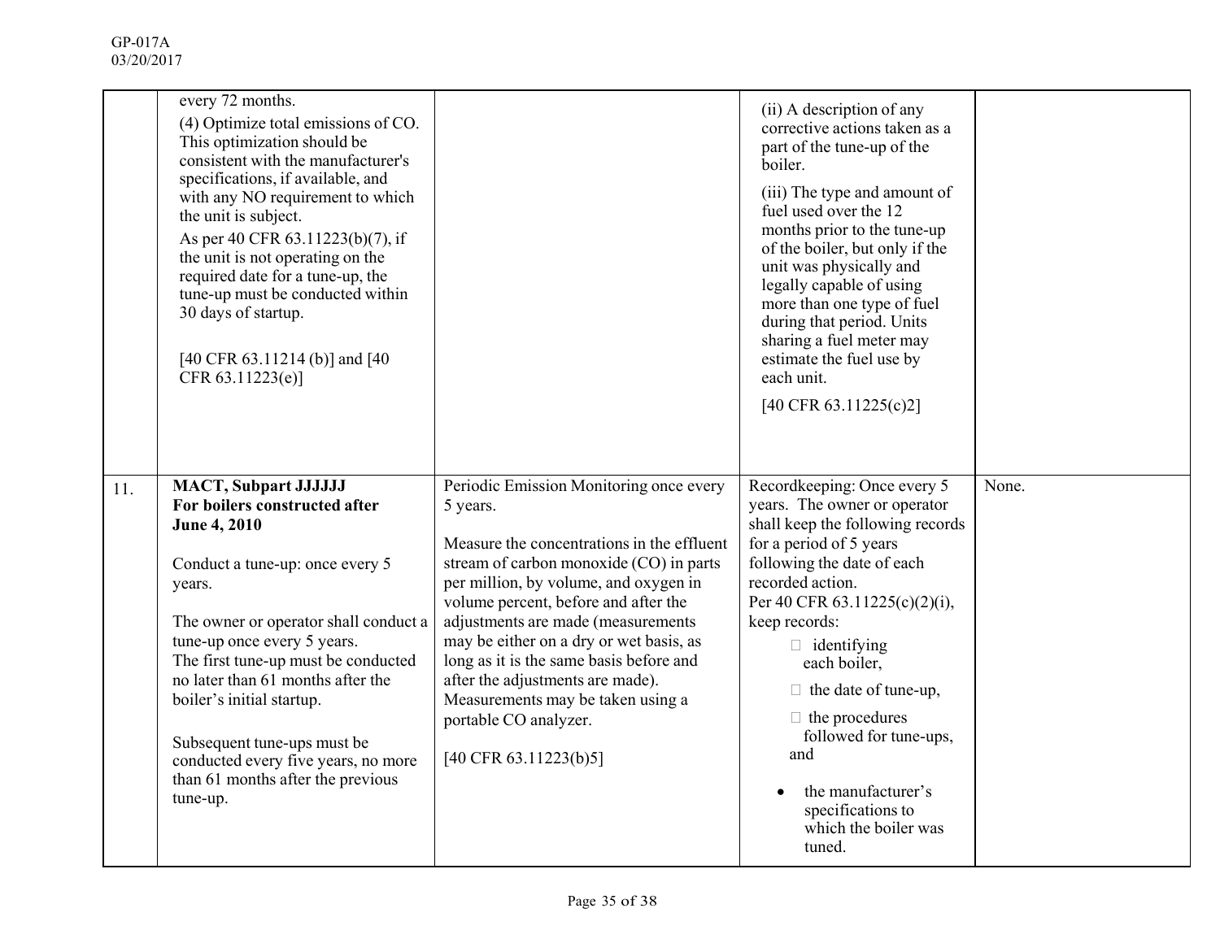| | | | | |
|---|---|---|---|---|
| | every 72 months.<br>(4) Optimize total emissions of CO. This optimization should be consistent with the manufacturer's specifications, if available, and with any NO requirement to which the unit is subject.<br>As per 40 CFR 63.11223(b)(7), if the unit is not operating on the required date for a tune-up, the tune-up must be conducted within 30 days of startup.<br><br>[40 CFR 63.11214 (b)] and [40 CFR 63.11223(e)] | | (ii) A description of any corrective actions taken as a part of the tune-up of the boiler.<br>(iii) The type and amount of fuel used over the 12 months prior to the tune-up of the boiler, but only if the unit was physically and legally capable of using more than one type of fuel during that period. Units sharing a fuel meter may estimate the fuel use by each unit.<br>[40 CFR 63.11225(c)2] | |
| 11. | **MACT, Subpart JJJJJJ**<br>**For boilers constructed after June 4, 2010**<br><br>Conduct a tune-up: once every 5 years.<br><br>The owner or operator shall conduct a tune-up once every 5 years.<br>The first tune-up must be conducted no later than 61 months after the boiler's initial startup.<br><br>Subsequent tune-ups must be conducted every five years, no more than 61 months after the previous tune-up. | Periodic Emission Monitoring once every 5 years.<br><br>Measure the concentrations in the effluent stream of carbon monoxide (CO) in parts per million, by volume, and oxygen in volume percent, before and after the adjustments are made (measurements may be either on a dry or wet basis, as long as it is the same basis before and after the adjustments are made). Measurements may be taken using a portable CO analyzer.<br><br>[40 CFR 63.11223(b)5] | Recordkeeping: Once every 5 years. The owner or operator shall keep the following records for a period of 5 years following the date of each recorded action.<br>Per 40 CFR 63.11225(c)(2)(i), keep records:<br>- identifying each boiler,<br>- the date of tune-up,<br>- the procedures followed for tune-ups, and<br>- the manufacturer's specifications to which the boiler was tuned. | None. |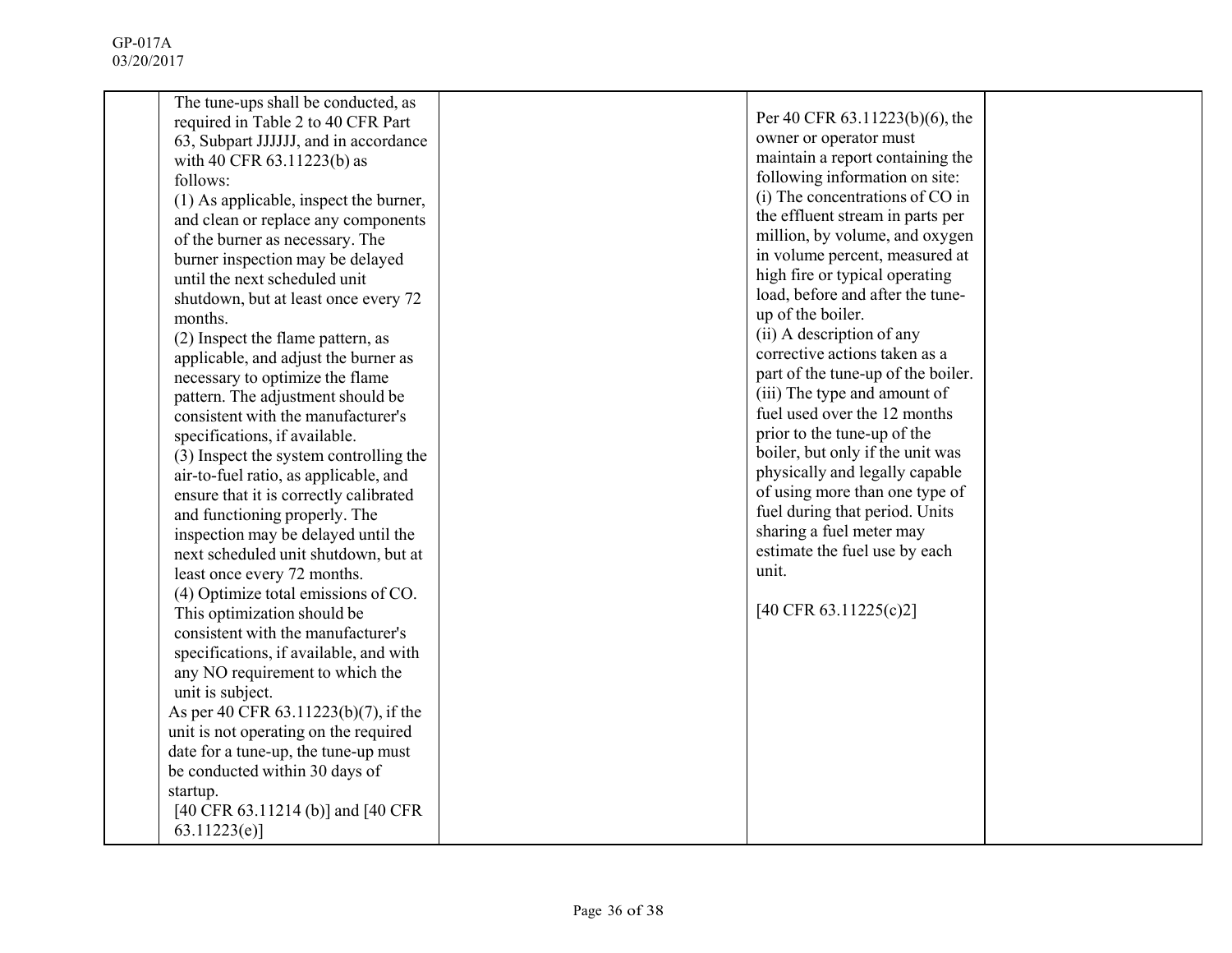| | | | | |
|---|---|---|---|---|
| | The tune-ups shall be conducted, as required in Table 2 to 40 CFR Part 63, Subpart JJJJJJ, and in accordance with 40 CFR 63.11223(b) as follows:<br>(1) As applicable, inspect the burner, and clean or replace any components of the burner as necessary. The burner inspection may be delayed until the next scheduled unit shutdown, but at least once every 72 months.<br>(2) Inspect the flame pattern, as applicable, and adjust the burner as necessary to optimize the flame pattern. The adjustment should be consistent with the manufacturer's specifications, if available.<br>(3) Inspect the system controlling the air-to-fuel ratio, as applicable, and ensure that it is correctly calibrated and functioning properly. The inspection may be delayed until the next scheduled unit shutdown, but at least once every 72 months.<br>(4) Optimize total emissions of CO. This optimization should be consistent with the manufacturer's specifications, if available, and with any NO requirement to which the unit is subject.<br>As per 40 CFR 63.11223(b)(7), if the unit is not operating on the required date for a tune-up, the tune-up must be conducted within 30 days of startup.<br>[40 CFR 63.11214 (b)] and [40 CFR 63.11223(e)] | | Per 40 CFR 63.11223(b)(6), the owner or operator must maintain a report containing the following information on site:<br>(i) The concentrations of CO in the effluent stream in parts per million, by volume, and oxygen in volume percent, measured at high fire or typical operating load, before and after the tune-up of the boiler.<br>(ii) A description of any corrective actions taken as a part of the tune-up of the boiler.<br>(iii) The type and amount of fuel used over the 12 months prior to the tune-up of the boiler, but only if the unit was physically and legally capable of using more than one type of fuel during that period. Units sharing a fuel meter may estimate the fuel use by each unit.<br><br>[40 CFR 63.11225(c)2] | |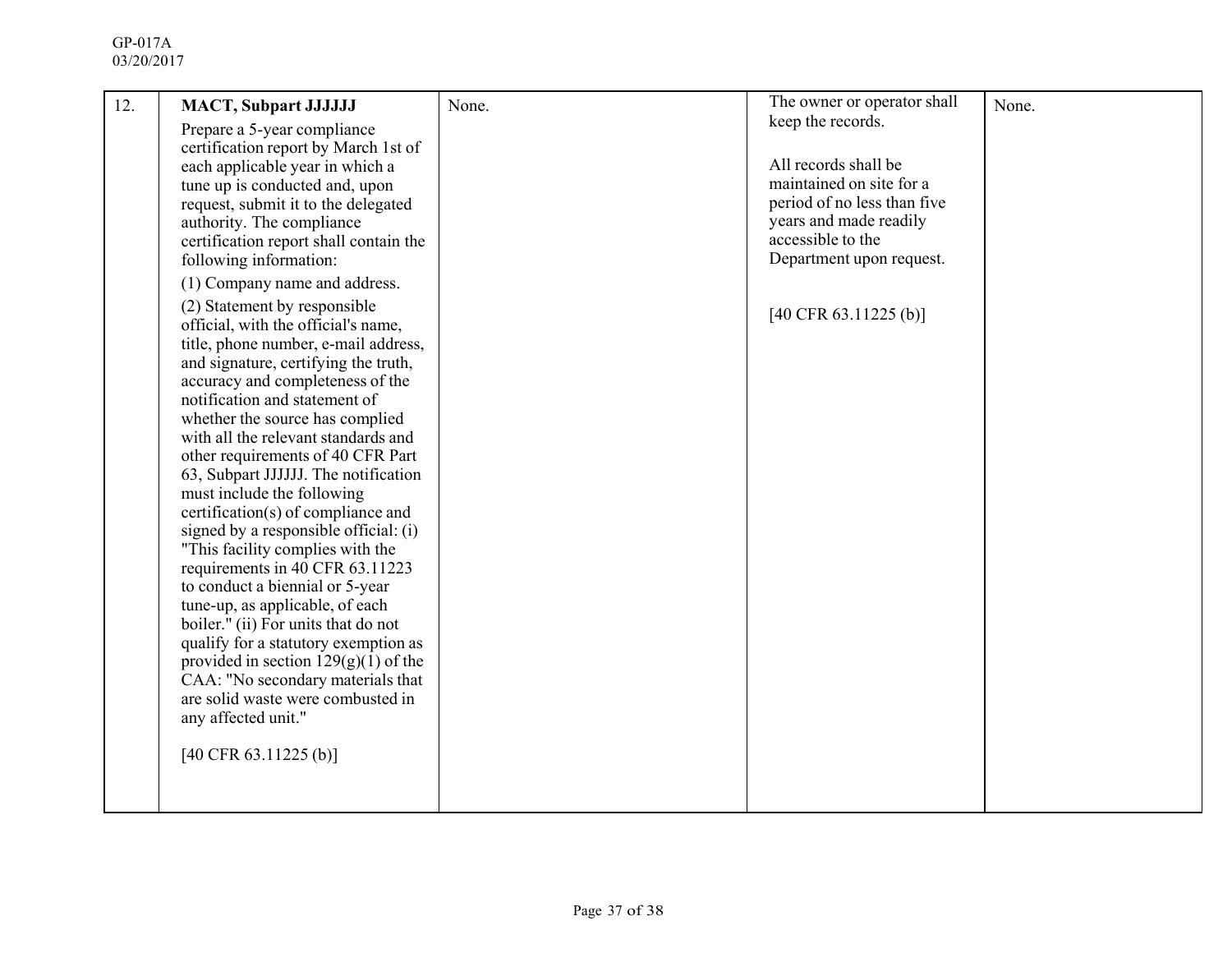| | | | | |
|---|---|---|---|---|
| 12. | **MACT, Subpart JJJJJJ**<br>Prepare a 5-year compliance certification report by March 1st of each applicable year in which a tune up is conducted and, upon request, submit it to the delegated authority. The compliance certification report shall contain the following information:<br>(1) Company name and address.<br>(2) Statement by responsible official, with the official's name, title, phone number, e-mail address, and signature, certifying the truth, accuracy and completeness of the notification and statement of whether the source has complied with all the relevant standards and other requirements of 40 CFR Part 63, Subpart JJJJJJ. The notification must include the following certification(s) of compliance and signed by a responsible official: (i) "This facility complies with the requirements in 40 CFR 63.11223 to conduct a biennial or 5-year tune-up, as applicable, of each boiler." (ii) For units that do not qualify for a statutory exemption as provided in section 129(g)(1) of the CAA: "No secondary materials that are solid waste were combusted in any affected unit."<br><br>[40 CFR 63.11225 (b)] | None. | The owner or operator shall keep the records.<br><br>All records shall be maintained on site for a period of no less than five years and made readily accessible to the Department upon request.<br><br>[40 CFR 63.11225 (b)] | None. |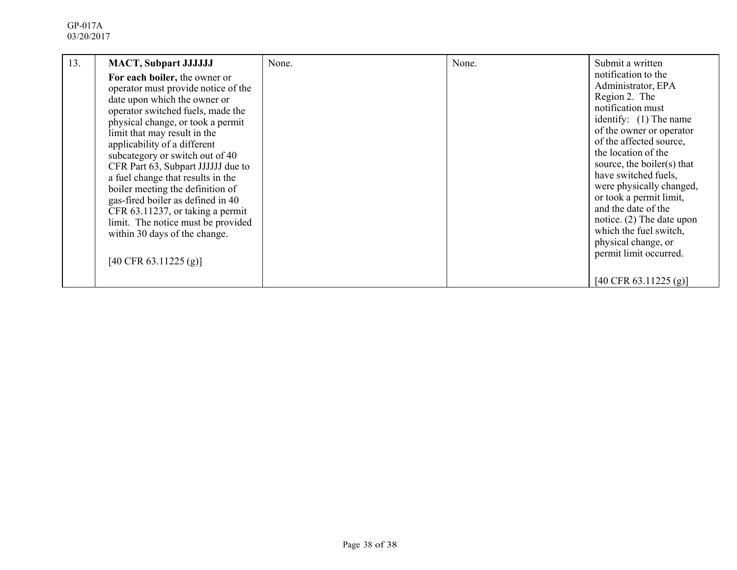| | | | | |
|---|---|---|---|---|
| 13. | **MACT, Subpart JJJJJJ**<br>**For each boiler,** the owner or operator must provide notice of the date upon which the owner or operator switched fuels, made the physical change, or took a permit limit that may result in the applicability of a different subcategory or switch out of 40 CFR Part 63, Subpart JJJJJJ due to a fuel change that results in the boiler meeting the definition of gas-fired boiler as defined in 40 CFR 63.11237, or taking a permit limit. The notice must be provided within 30 days of the change.<br><br>[40 CFR 63.11225 (g)] | None. | None. | Submit a written notification to the Administrator, EPA Region 2. The notification must identify: (1) The name of the owner or operator of the affected source, the location of the source, the boiler(s) that have switched fuels, were physically changed, or took a permit limit, and the date of the notice. (2) The date upon which the fuel switch, physical change, or permit limit occurred.<br><br>[40 CFR 63.11225 (g)] |